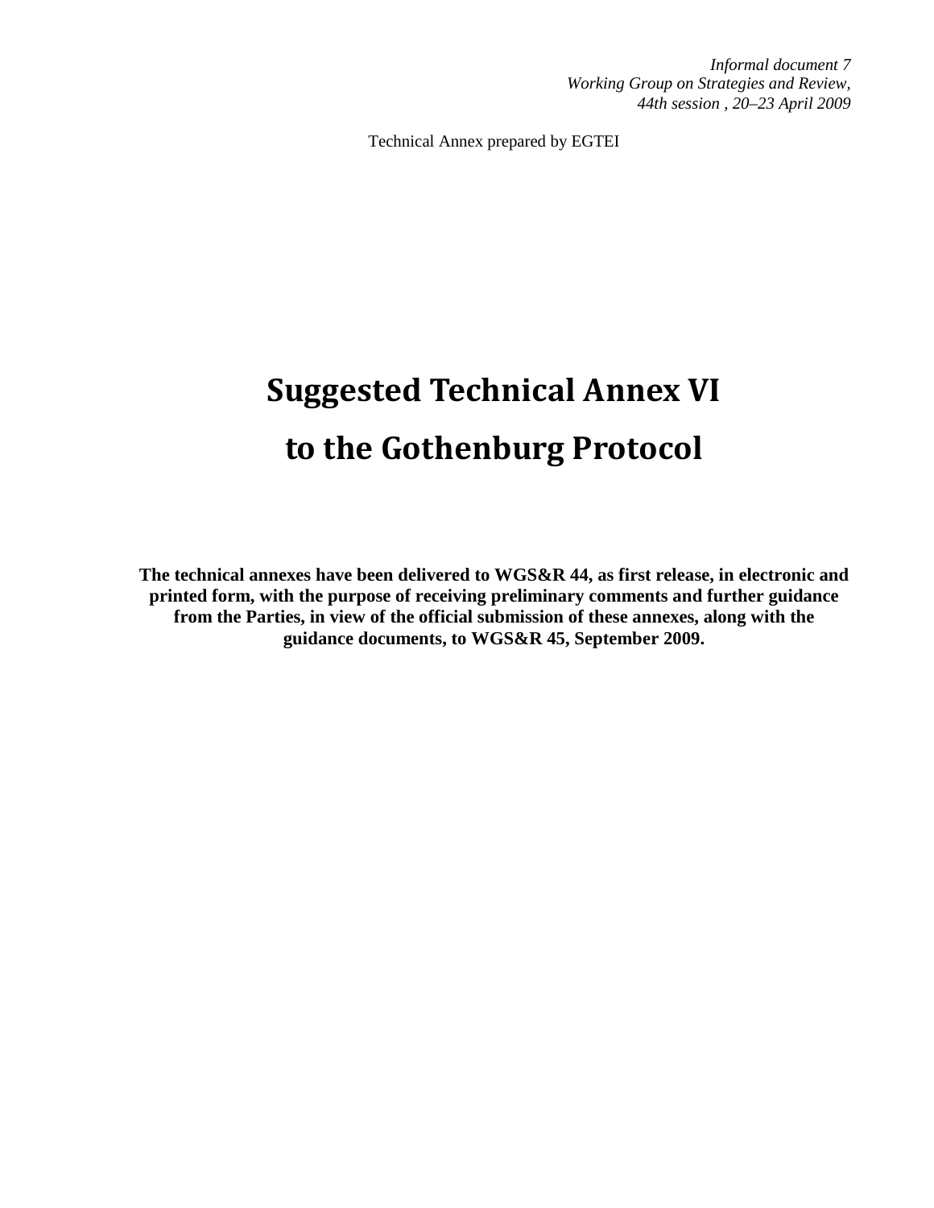*Informal document 7*
*Working Group on Strategies and Review,*
*44th session , 20–23 April 2009*

Technical Annex prepared by EGTEI

# Suggested Technical Annex VI

# to the Gothenburg Protocol

**The technical annexes have been delivered to WGS&R 44, as first release, in electronic and printed form, with the purpose of receiving preliminary comments and further guidance from the Parties, in view of the official submission of these annexes, along with the guidance documents, to WGS&R 45, September 2009.**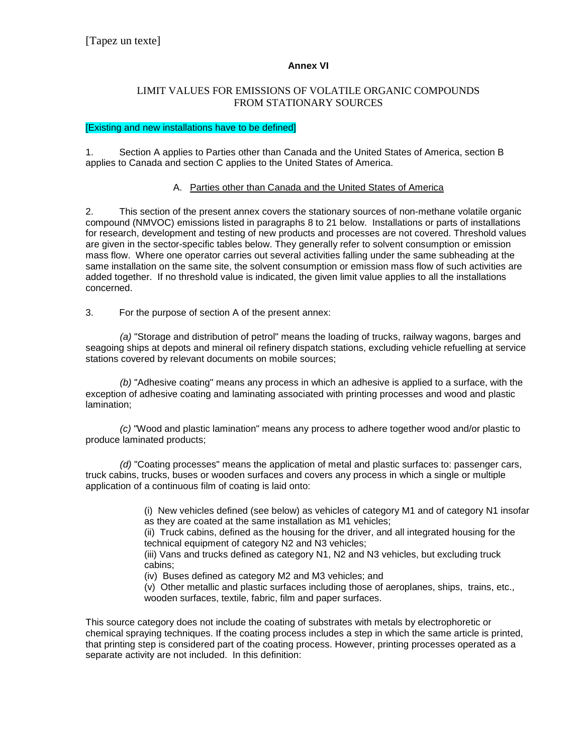**Annex VI**

LIMIT VALUES FOR EMISSIONS OF VOLATILE ORGANIC COMPOUNDS FROM STATIONARY SOURCES

[Existing and new installations have to be defined]

1. Section A applies to Parties other than Canada and the United States of America, section B applies to Canada and section C applies to the United States of America.

A. Parties other than Canada and the United States of America

2. This section of the present annex covers the stationary sources of non-methane volatile organic compound (NMVOC) emissions listed in paragraphs 8 to 21 below. Installations or parts of installations for research, development and testing of new products and processes are not covered. Threshold values are given in the sector-specific tables below. They generally refer to solvent consumption or emission mass flow. Where one operator carries out several activities falling under the same subheading at the same installation on the same site, the solvent consumption or emission mass flow of such activities are added together. If no threshold value is indicated, the given limit value applies to all the installations concerned.

3. For the purpose of section A of the present annex:

*(a)* "Storage and distribution of petrol" means the loading of trucks, railway wagons, barges and seagoing ships at depots and mineral oil refinery dispatch stations, excluding vehicle refuelling at service stations covered by relevant documents on mobile sources;

*(b)* "Adhesive coating" means any process in which an adhesive is applied to a surface, with the exception of adhesive coating and laminating associated with printing processes and wood and plastic lamination;

*(c)* "Wood and plastic lamination" means any process to adhere together wood and/or plastic to produce laminated products;

*(d)* "Coating processes" means the application of metal and plastic surfaces to: passenger cars, truck cabins, trucks, buses or wooden surfaces and covers any process in which a single or multiple application of a continuous film of coating is laid onto:

(i) New vehicles defined (see below) as vehicles of category M1 and of category N1 insofar as they are coated at the same installation as M1 vehicles;
(ii) Truck cabins, defined as the housing for the driver, and all integrated housing for the technical equipment of category N2 and N3 vehicles;
(iii) Vans and trucks defined as category N1, N2 and N3 vehicles, but excluding truck cabins;
(iv) Buses defined as category M2 and M3 vehicles; and
(v) Other metallic and plastic surfaces including those of aeroplanes, ships, trains, etc., wooden surfaces, textile, fabric, film and paper surfaces.

This source category does not include the coating of substrates with metals by electrophoretic or chemical spraying techniques. If the coating process includes a step in which the same article is printed, that printing step is considered part of the coating process. However, printing processes operated as a separate activity are not included. In this definition: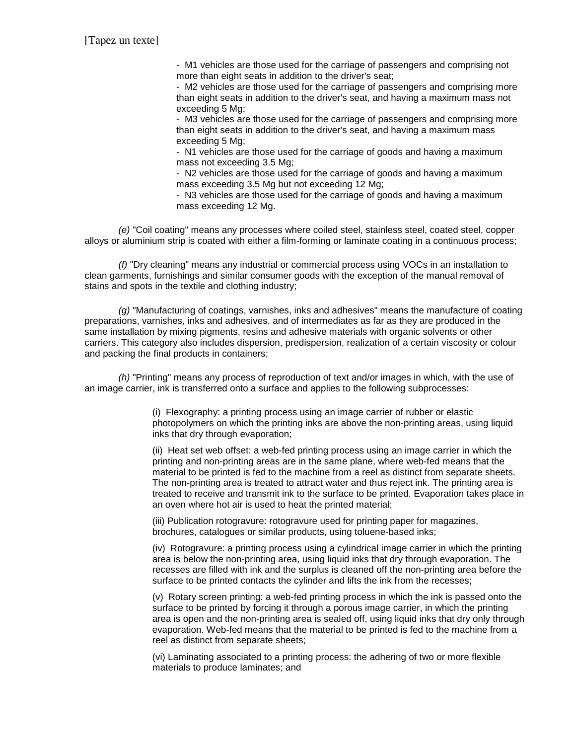- M1 vehicles are those used for the carriage of passengers and comprising not more than eight seats in addition to the driver's seat;
- M2 vehicles are those used for the carriage of passengers and comprising more than eight seats in addition to the driver's seat, and having a maximum mass not exceeding 5 Mg;
- M3 vehicles are those used for the carriage of passengers and comprising more than eight seats in addition to the driver's seat, and having a maximum mass exceeding 5 Mg;
- N1 vehicles are those used for the carriage of goods and having a maximum mass not exceeding 3.5 Mg;
- N2 vehicles are those used for the carriage of goods and having a maximum mass exceeding 3.5 Mg but not exceeding 12 Mg;
- N3 vehicles are those used for the carriage of goods and having a maximum mass exceeding 12 Mg.

*(e)* "Coil coating" means any processes where coiled steel, stainless steel, coated steel, copper alloys or aluminium strip is coated with either a film-forming or laminate coating in a continuous process;

*(f)* "Dry cleaning" means any industrial or commercial process using VOCs in an installation to clean garments, furnishings and similar consumer goods with the exception of the manual removal of stains and spots in the textile and clothing industry;

*(g)* "Manufacturing of coatings, varnishes, inks and adhesives" means the manufacture of coating preparations, varnishes, inks and adhesives, and of intermediates as far as they are produced in the same installation by mixing pigments, resins and adhesive materials with organic solvents or other carriers. This category also includes dispersion, predispersion, realization of a certain viscosity or colour and packing the final products in containers;

*(h)* "Printing" means any process of reproduction of text and/or images in which, with the use of an image carrier, ink is transferred onto a surface and applies to the following subprocesses:

(i) Flexography: a printing process using an image carrier of rubber or elastic photopolymers on which the printing inks are above the non-printing areas, using liquid inks that dry through evaporation;

(ii) Heat set web offset: a web-fed printing process using an image carrier in which the printing and non-printing areas are in the same plane, where web-fed means that the material to be printed is fed to the machine from a reel as distinct from separate sheets. The non-printing area is treated to attract water and thus reject ink. The printing area is treated to receive and transmit ink to the surface to be printed. Evaporation takes place in an oven where hot air is used to heat the printed material;

(iii) Publication rotogravure: rotogravure used for printing paper for magazines, brochures, catalogues or similar products, using toluene-based inks;

(iv) Rotogravure: a printing process using a cylindrical image carrier in which the printing area is below the non-printing area, using liquid inks that dry through evaporation. The recesses are filled with ink and the surplus is cleaned off the non-printing area before the surface to be printed contacts the cylinder and lifts the ink from the recesses;

(v) Rotary screen printing: a web-fed printing process in which the ink is passed onto the surface to be printed by forcing it through a porous image carrier, in which the printing area is open and the non-printing area is sealed off, using liquid inks that dry only through evaporation. Web-fed means that the material to be printed is fed to the machine from a reel as distinct from separate sheets;

(vi) Laminating associated to a printing process: the adhering of two or more flexible materials to produce laminates; and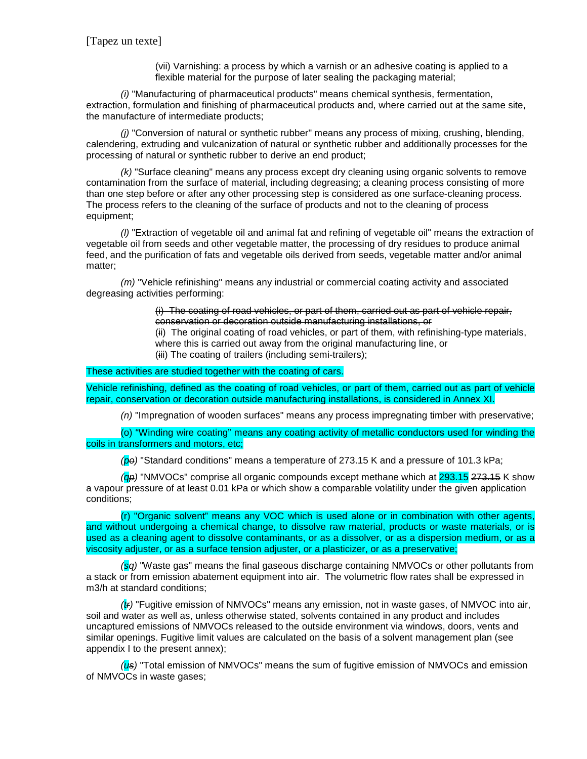(vii) Varnishing: a process by which a varnish or an adhesive coating is applied to a flexible material for the purpose of later sealing the packaging material;

*(i)* "Manufacturing of pharmaceutical products" means chemical synthesis, fermentation, extraction, formulation and finishing of pharmaceutical products and, where carried out at the same site, the manufacture of intermediate products;

*(j)* "Conversion of natural or synthetic rubber" means any process of mixing, crushing, blending, calendering, extruding and vulcanization of natural or synthetic rubber and additionally processes for the processing of natural or synthetic rubber to derive an end product;

*(k)* "Surface cleaning" means any process except dry cleaning using organic solvents to remove contamination from the surface of material, including degreasing; a cleaning process consisting of more than one step before or after any other processing step is considered as one surface-cleaning process. The process refers to the cleaning of the surface of products and not to the cleaning of process equipment;

*(l)* "Extraction of vegetable oil and animal fat and refining of vegetable oil" means the extraction of vegetable oil from seeds and other vegetable matter, the processing of dry residues to produce animal feed, and the purification of fats and vegetable oils derived from seeds, vegetable matter and/or animal matter;

*(m)* "Vehicle refinishing" means any industrial or commercial coating activity and associated degreasing activities performing:

~~(i) The coating of road vehicles, or part of them, carried out as part of vehicle repair, conservation or decoration outside manufacturing installations, or~~
(ii) The original coating of road vehicles, or part of them, with refinishing-type materials, where this is carried out away from the original manufacturing line, or
(iii) The coating of trailers (including semi-trailers);

These activities are studied together with the coating of cars.

Vehicle refinishing, defined as the coating of road vehicles, or part of them, carried out as part of vehicle repair, conservation or decoration outside manufacturing installations, is considered in Annex XI.

*(n)* "Impregnation of wooden surfaces" means any process impregnating timber with preservative;

(o) "Winding wire coating" means any coating activity of metallic conductors used for winding the coils in transformers and motors, etc;

*(p~~o~~)* "Standard conditions" means a temperature of 273.15 K and a pressure of 101.3 kPa;

*(q~~p~~)* "NMVOCs" comprise all organic compounds except methane which at 293.15 ~~273.15~~ K show a vapour pressure of at least 0.01 kPa or which show a comparable volatility under the given application conditions;

(r) "Organic solvent" means any VOC which is used alone or in combination with other agents, and without undergoing a chemical change, to dissolve raw material, products or waste materials, or is used as a cleaning agent to dissolve contaminants, or as a dissolver, or as a dispersion medium, or as a viscosity adjuster, or as a surface tension adjuster, or a plasticizer, or as a preservative;

*(s~~q~~)* "Waste gas" means the final gaseous discharge containing NMVOCs or other pollutants from a stack or from emission abatement equipment into air. The volumetric flow rates shall be expressed in m3/h at standard conditions;

*(t~~r~~)* "Fugitive emission of NMVOCs" means any emission, not in waste gases, of NMVOC into air, soil and water as well as, unless otherwise stated, solvents contained in any product and includes uncaptured emissions of NMVOCs released to the outside environment via windows, doors, vents and similar openings. Fugitive limit values are calculated on the basis of a solvent management plan (see appendix I to the present annex);

*(u~~s~~)* "Total emission of NMVOCs" means the sum of fugitive emission of NMVOCs and emission of NMVOCs in waste gases;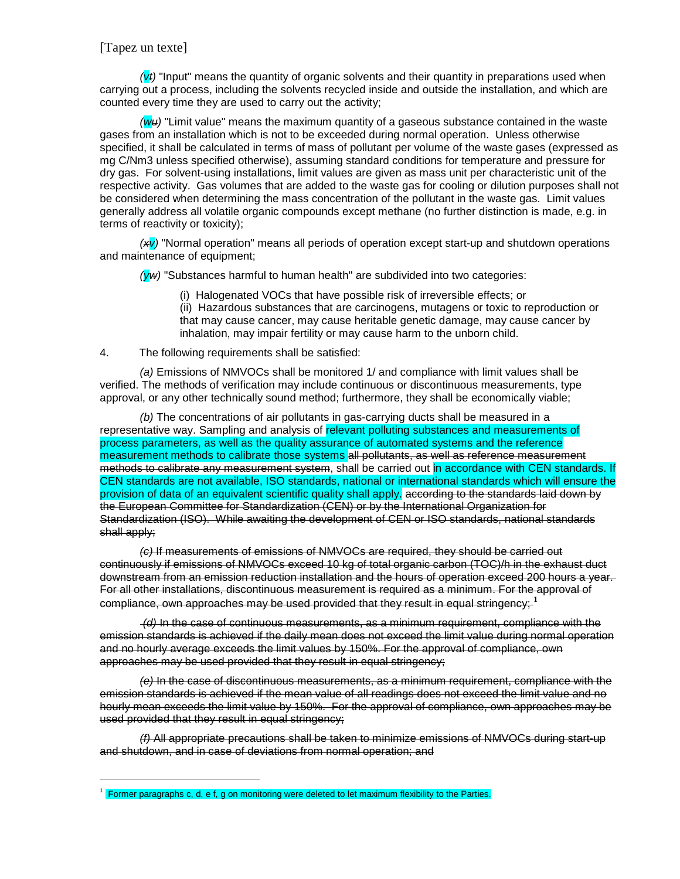*(v~~t~~)* "Input" means the quantity of organic solvents and their quantity in preparations used when carrying out a process, including the solvents recycled inside and outside the installation, and which are counted every time they are used to carry out the activity;

*(w~~u~~)* "Limit value" means the maximum quantity of a gaseous substance contained in the waste gases from an installation which is not to be exceeded during normal operation. Unless otherwise specified, it shall be calculated in terms of mass of pollutant per volume of the waste gases (expressed as mg C/Nm3 unless specified otherwise), assuming standard conditions for temperature and pressure for dry gas. For solvent-using installations, limit values are given as mass unit per characteristic unit of the respective activity. Gas volumes that are added to the waste gas for cooling or dilution purposes shall not be considered when determining the mass concentration of the pollutant in the waste gas. Limit values generally address all volatile organic compounds except methane (no further distinction is made, e.g. in terms of reactivity or toxicity);

*(~~x~~v)* "Normal operation" means all periods of operation except start-up and shutdown operations and maintenance of equipment;

*(y~~w~~)* "Substances harmful to human health" are subdivided into two categories:

(i) Halogenated VOCs that have possible risk of irreversible effects; or
(ii) Hazardous substances that are carcinogens, mutagens or toxic to reproduction or that may cause cancer, may cause heritable genetic damage, may cause cancer by inhalation, may impair fertility or may cause harm to the unborn child.

4. The following requirements shall be satisfied:

*(a)* Emissions of NMVOCs shall be monitored 1/ and compliance with limit values shall be verified. The methods of verification may include continuous or discontinuous measurements, type approval, or any other technically sound method; furthermore, they shall be economically viable;

*(b)* The concentrations of air pollutants in gas-carrying ducts shall be measured in a representative way. Sampling and analysis of relevant polluting substances and measurements of process parameters, as well as the quality assurance of automated systems and the reference measurement methods to calibrate those systems ~~all pollutants, as well as reference measurement methods to calibrate any measurement system~~, shall be carried out in accordance with CEN standards. If CEN standards are not available, ISO standards, national or international standards which will ensure the provision of data of an equivalent scientific quality shall apply. ~~according to the standards laid down by the European Committee for Standardization (CEN) or by the International Organization for Standardization (ISO). While awaiting the development of CEN or ISO standards, national standards shall apply;~~

~~*(c)* If measurements of emissions of NMVOCs are required, they should be carried out continuously if emissions of NMVOCs exceed 10 kg of total organic carbon (TOC)/h in the exhaust duct downstream from an emission reduction installation and the hours of operation exceed 200 hours a year. For all other installations, discontinuous measurement is required as a minimum. For the approval of compliance, own approaches may be used provided that they result in equal stringency;~~ [1]

~~*(d)* In the case of continuous measurements, as a minimum requirement, compliance with the emission standards is achieved if the daily mean does not exceed the limit value during normal operation and no hourly average exceeds the limit values by 150%. For the approval of compliance, own approaches may be used provided that they result in equal stringency;~~

~~*(e)* In the case of discontinuous measurements, as a minimum requirement, compliance with the emission standards is achieved if the mean value of all readings does not exceed the limit value and no hourly mean exceeds the limit value by 150%. For the approval of compliance, own approaches may be used provided that they result in equal stringency;~~

~~*(f)* All appropriate precautions shall be taken to minimize emissions of NMVOCs during start-up and shutdown, and in case of deviations from normal operation; and~~

---

[1] Former paragraphs c, d, e f, g on monitoring were deleted to let maximum flexibility to the Parties.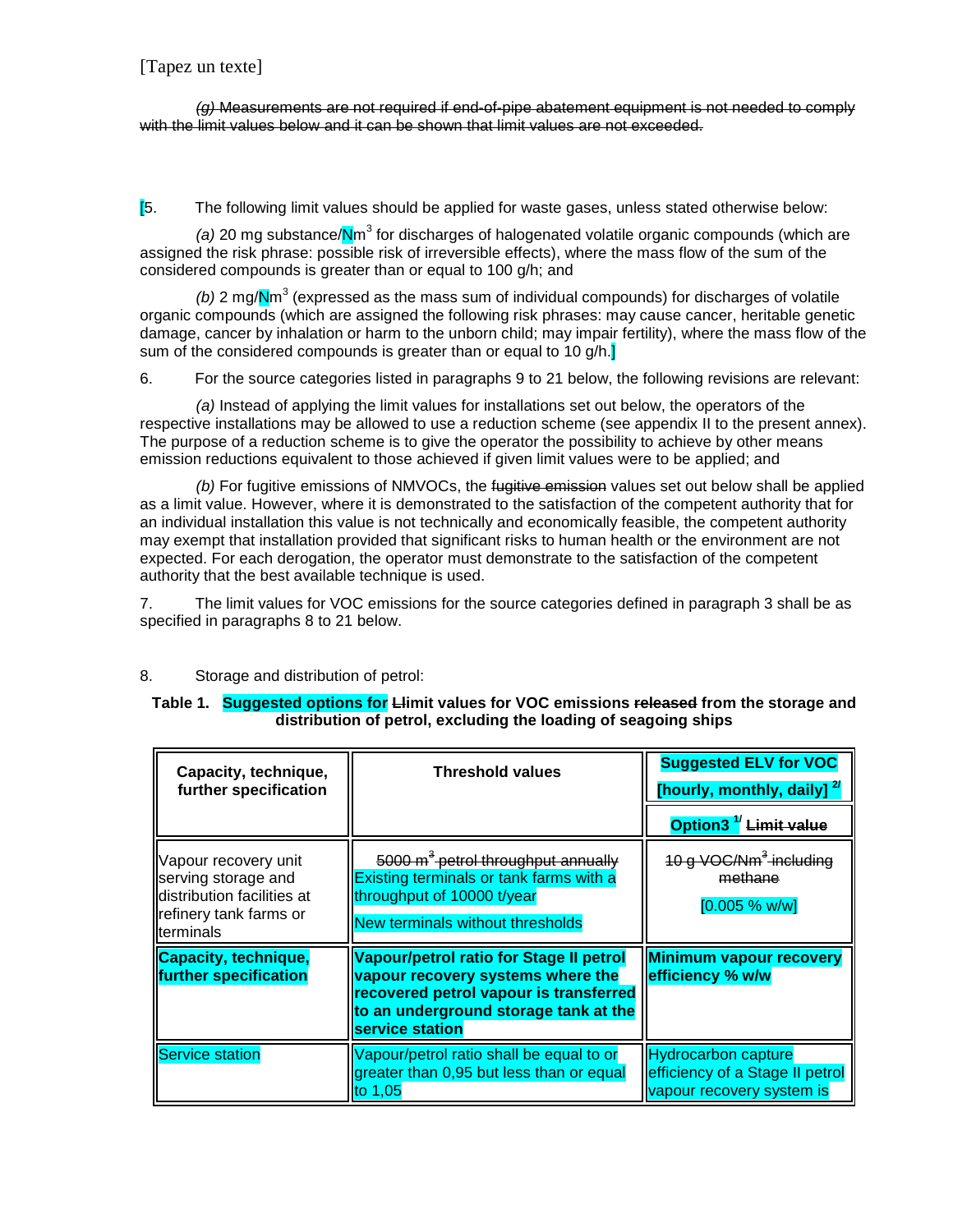[Tapez un texte]

~~*(g)* Measurements are not required if end-of-pipe abatement equipment is not needed to comply with the limit values below and it can be shown that limit values are not exceeded.~~

[5. The following limit values should be applied for waste gases, unless stated otherwise below:

*(a)* 20 mg substance/Nm$^3$ for discharges of halogenated volatile organic compounds (which are assigned the risk phrase: possible risk of irreversible effects), where the mass flow of the sum of the considered compounds is greater than or equal to 100 g/h; and

*(b)* 2 mg/Nm$^3$ (expressed as the mass sum of individual compounds) for discharges of volatile organic compounds (which are assigned the following risk phrases: may cause cancer, heritable genetic damage, cancer by inhalation or harm to the unborn child; may impair fertility), where the mass flow of the sum of the considered compounds is greater than or equal to 10 g/h.]

6. For the source categories listed in paragraphs 9 to 21 below, the following revisions are relevant:

*(a)* Instead of applying the limit values for installations set out below, the operators of the respective installations may be allowed to use a reduction scheme (see appendix II to the present annex). The purpose of a reduction scheme is to give the operator the possibility to achieve by other means emission reductions equivalent to those achieved if given limit values were to be applied; and

*(b)* For fugitive emissions of NMVOCs, the ~~fugitive emission~~ values set out below shall be applied as a limit value. However, where it is demonstrated to the satisfaction of the competent authority that for an individual installation this value is not technically and economically feasible, the competent authority may exempt that installation provided that significant risks to human health or the environment are not expected. For each derogation, the operator must demonstrate to the satisfaction of the competent authority that the best available technique is used.

7. The limit values for VOC emissions for the source categories defined in paragraph 3 shall be as specified in paragraphs 8 to 21 below.

8. Storage and distribution of petrol:

**Table 1. Suggested options for ~~L~~limit values for VOC emissions ~~released~~ from the storage and distribution of petrol, excluding the loading of seagoing ships**

| Capacity, technique, further specification | Threshold values | Suggested ELV for VOC [hourly, monthly, daily] [2/] |
|---|---|---|
| | | Option3 [1/] ~~Limit value~~ |
| Vapour recovery unit serving storage and distribution facilities at refinery tank farms or terminals | ~~5000 m³ petrol throughput annually~~ Existing terminals or tank farms with a throughput of 10000 t/year<br>New terminals without thresholds | ~~10 g VOC/Nm³ including methane~~<br>[0.005 % w/w] |
| **Capacity, technique, further specification** | **Vapour/petrol ratio for Stage II petrol vapour recovery systems where the recovered petrol vapour is transferred to an underground storage tank at the service station** | **Minimum vapour recovery efficiency % w/w** |
| Service station | Vapour/petrol ratio shall be equal to or greater than 0,95 but less than or equal to 1,05 | Hydrocarbon capture efficiency of a Stage II petrol vapour recovery system is |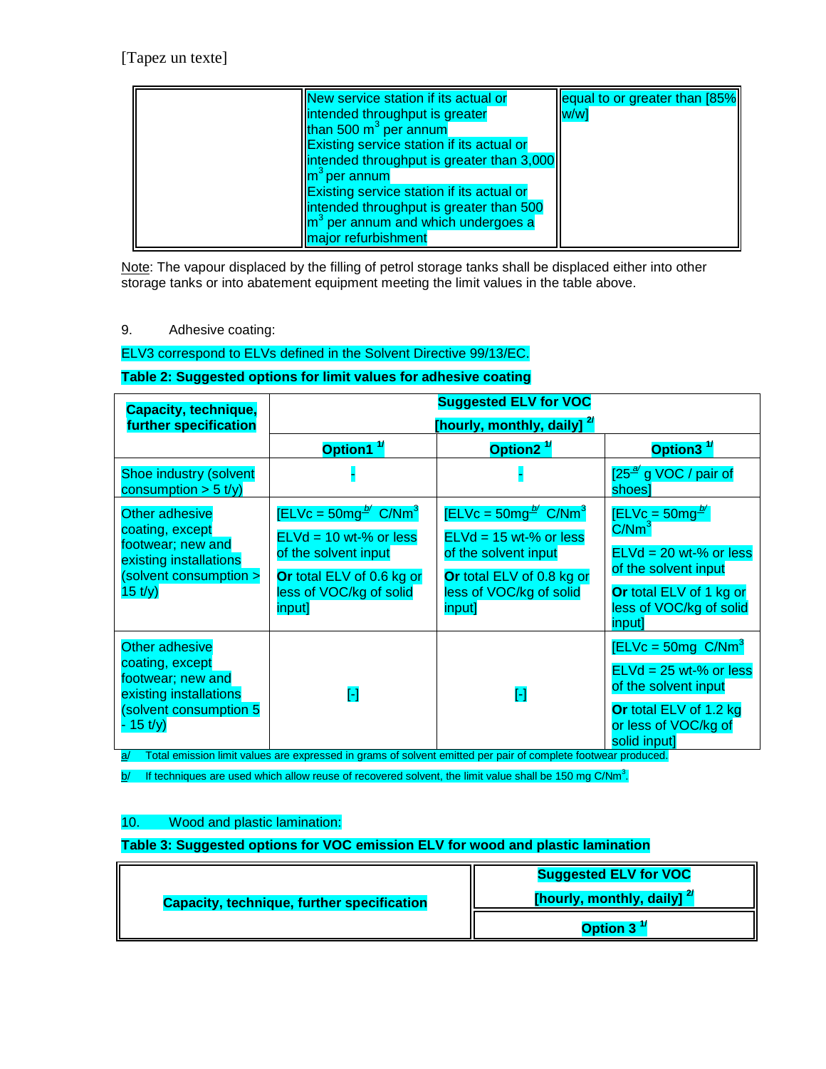| | New service station if its actual or intended throughput is greater than 500 $m^3$ per annum<br>Existing service station if its actual or intended throughput is greater than 3,000 $m^3$ per annum<br>Existing service station if its actual or intended throughput is greater than 500 $m^3$ per annum and which undergoes a major refurbishment | equal to or greater than [85% w/w] |
|---|---|---|

Note: The vapour displaced by the filling of petrol storage tanks shall be displaced either into other storage tanks or into abatement equipment meeting the limit values in the table above.

9. Adhesive coating:

ELV3 correspond to ELVs defined in the Solvent Directive 99/13/EC.

**Table 2: Suggested options for limit values for adhesive coating**

| **Capacity, technique, further specification** | **Suggested ELV for VOC [hourly, monthly, daily] [2/]** | | |
|---|---|---|---|
| | **Option1 [1/]** | **Option2 [1/]** | **Option3 [1/]** |
| Shoe industry (solvent consumption > 5 t/y) | - | - | [25 [a/] g VOC / pair of shoes] |
| Other adhesive coating, except footwear; new and existing installations (solvent consumption > 15 t/y) | [ELVc = 50mg [b/] C/Nm$^3$<br>ELVd = 10 wt-% or less of the solvent input<br>**Or** total ELV of 0.6 kg or less of VOC/kg of solid input] | [ELVc = 50mg [b/] C/Nm$^3$<br>ELVd = 15 wt-% or less of the solvent input<br>**Or** total ELV of 0.8 kg or less of VOC/kg of solid input] | [ELVc = 50mg [b/] C/Nm$^3$<br>ELVd = 20 wt-% or less of the solvent input<br>**Or** total ELV of 1 kg or less of VOC/kg of solid input] |
| Other adhesive coating, except footwear; new and existing installations (solvent consumption 5 - 15 t/y) | [-] | [-] | [ELVc = 50mg C/Nm$^3$<br>ELVd = 25 wt-% or less of the solvent input<br>**Or** total ELV of 1.2 kg or less of VOC/kg of solid input] |

a/ Total emission limit values are expressed in grams of solvent emitted per pair of complete footwear produced.

b/ If techniques are used which allow reuse of recovered solvent, the limit value shall be 150 mg C/Nm$^3$.

10. Wood and plastic lamination:

**Table 3: Suggested options for VOC emission ELV for wood and plastic lamination**

| **Capacity, technique, further specification** | **Suggested ELV for VOC [hourly, monthly, daily] [2/]** |
|---|---|
| | **Option 3 [1/]** |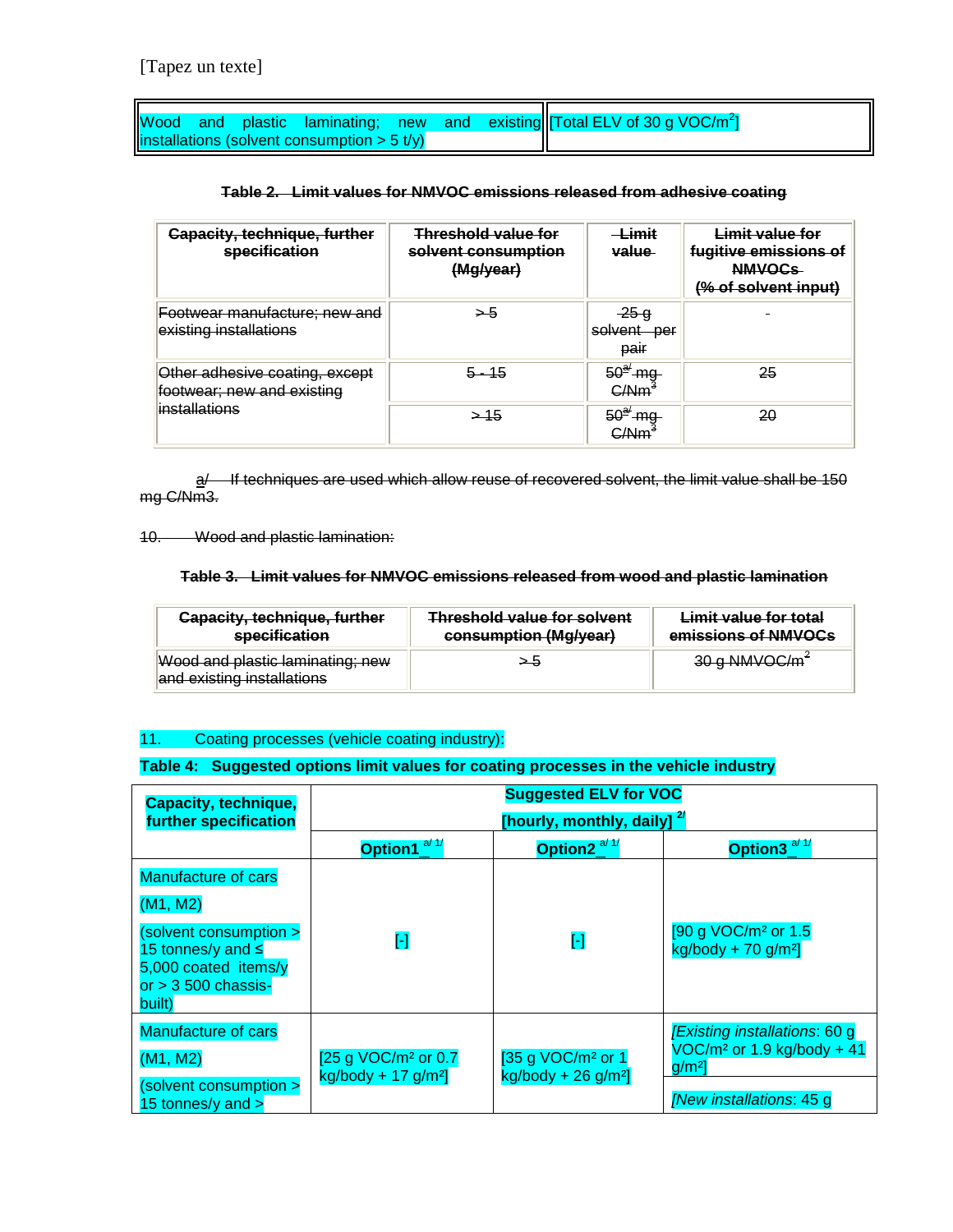| Wood and plastic laminating; new and existing installations (solvent consumption > 5 t/y) | [Total ELV of 30 g VOC/m²] |
|---|---|

**~~Table 2. Limit values for NMVOC emissions released from adhesive coating~~**

| ~~Capacity, technique, further specification~~ | ~~Threshold value for solvent consumption (Mg/year)~~ | ~~Limit value~~ | ~~Limit value for fugitive emissions of NMVOCs (% of solvent input)~~ |
|---|---|---|---|
| ~~Footwear manufacture; new and existing installations~~ | ~~> 5~~ | ~~25 g solvent per pair~~ | - |
| ~~Other adhesive coating, except footwear; new and existing installations~~ | ~~5 - 15~~ | ~~50[a/] mg C/Nm³~~ | ~~25~~ |
| | ~~> 15~~ | ~~50[a/] mg C/Nm³~~ | ~~20~~ |

~~a/ If techniques are used which allow reuse of recovered solvent, the limit value shall be 150 mg C/Nm3.~~

~~10. Wood and plastic lamination:~~

**~~Table 3. Limit values for NMVOC emissions released from wood and plastic lamination~~**

| ~~Capacity, technique, further specification~~ | ~~Threshold value for solvent consumption (Mg/year)~~ | ~~Limit value for total emissions of NMVOCs~~ |
|---|---|---|
| ~~Wood and plastic laminating; new and existing installations~~ | ~~> 5~~ | ~~30 g NMVOC/m²~~ |

11. Coating processes (vehicle coating industry):

**Table 4: Suggested options limit values for coating processes in the vehicle industry**

| Capacity, technique, further specification | Suggested ELV for VOC [hourly, monthly, daily] [2/] | | |
|---|---|---|---|
| | Option1 [a/ 1/] | Option2 [a/ 1/] | Option3 [a/ 1/] |
| Manufacture of cars (M1, M2) (solvent consumption > 15 tonnes/y and ≤ 5,000 coated items/y or > 3 500 chassis-built) | [-] | [-] | [90 g VOC/m² or 1.5 kg/body + 70 g/m²] |
| Manufacture of cars (M1, M2) (solvent consumption > 15 tonnes/y and > | [25 g VOC/m² or 0.7 kg/body + 17 g/m²] | [35 g VOC/m² or 1 kg/body + 26 g/m²] | *[Existing installations*: 60 g VOC/m² or 1.9 kg/body + 41 g/m²] *[New installations*: 45 g |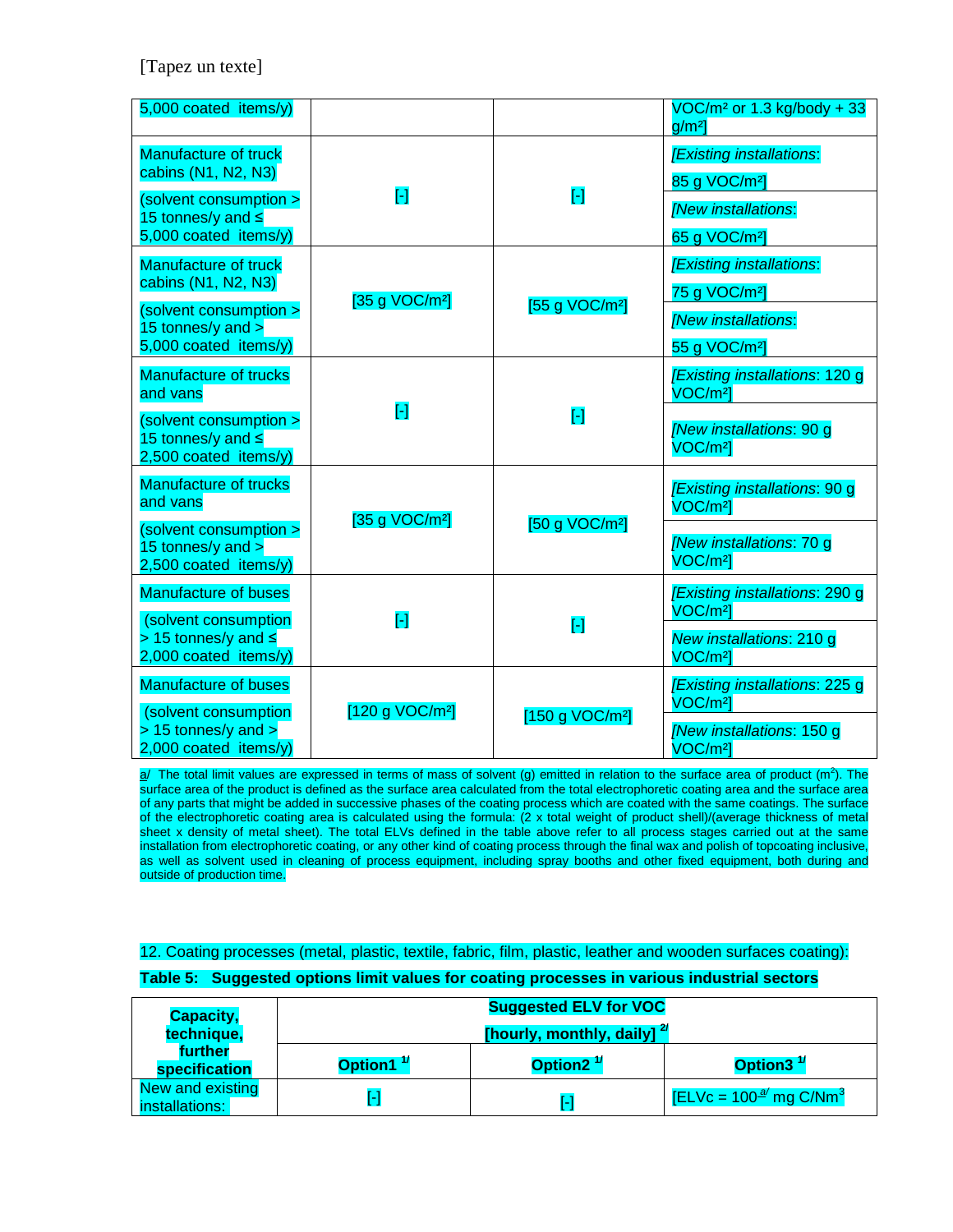[Tapez un texte]

| | | | |
|---|---|---|---|
| 5,000 coated items/y) | | | VOC/m² or 1.3 kg/body + 33 g/m²] |
| Manufacture of truck cabins (N1, N2, N3) (solvent consumption > 15 tonnes/y and ≤ 5,000 coated items/y) | [-] | [-] | *[Existing installations*: 85 g VOC/m²] |
| | | | *[New installations*: 65 g VOC/m²] |
| Manufacture of truck cabins (N1, N2, N3) (solvent consumption > 15 tonnes/y and > 5,000 coated items/y) | [35 g VOC/m²] | [55 g VOC/m²] | *[Existing installations*: 75 g VOC/m²] |
| | | | *[New installations*: 55 g VOC/m²] |
| Manufacture of trucks and vans (solvent consumption > 15 tonnes/y and ≤ 2,500 coated items/y) | [-] | [-] | *[Existing installations*: 120 g VOC/m²] |
| | | | *[New installations*: 90 g VOC/m²] |
| Manufacture of trucks and vans (solvent consumption > 15 tonnes/y and > 2,500 coated items/y) | [35 g VOC/m²] | [50 g VOC/m²] | *[Existing installations*: 90 g VOC/m²] |
| | | | *[New installations*: 70 g VOC/m²] |
| Manufacture of buses (solvent consumption > 15 tonnes/y and ≤ 2,000 coated items/y) | [-] | [-] | *[Existing installations*: 290 g VOC/m²] |
| | | | *New installations*: 210 g VOC/m²] |
| Manufacture of buses (solvent consumption > 15 tonnes/y and > 2,000 coated items/y) | [120 g VOC/m²] | [150 g VOC/m²] | *[Existing installations*: 225 g VOC/m²] |
| | | | *[New installations*: 150 g VOC/m²] |

a/ The total limit values are expressed in terms of mass of solvent (g) emitted in relation to the surface area of product (m²). The surface area of the product is defined as the surface area calculated from the total electrophoretic coating area and the surface area of any parts that might be added in successive phases of the coating process which are coated with the same coatings. The surface of the electrophoretic coating area is calculated using the formula: (2 x total weight of product shell)/(average thickness of metal sheet x density of metal sheet). The total ELVs defined in the table above refer to all process stages carried out at the same installation from electrophoretic coating, or any other kind of coating process through the final wax and polish of topcoating inclusive, as well as solvent used in cleaning of process equipment, including spray booths and other fixed equipment, both during and outside of production time.

12. Coating processes (metal, plastic, textile, fabric, film, plastic, leather and wooden surfaces coating):

**Table 5: Suggested options limit values for coating processes in various industrial sectors**

| **Capacity, technique, further specification** | **Suggested ELV for VOC [hourly, monthly, daily] [2/]** | | |
|---|---|---|---|
| | **Option1 [1/]** | **Option2 [1/]** | **Option3 [1/]** |
| New and existing installations: | [-] | [-] | [ELVc = 100[a/] mg C/Nm³ |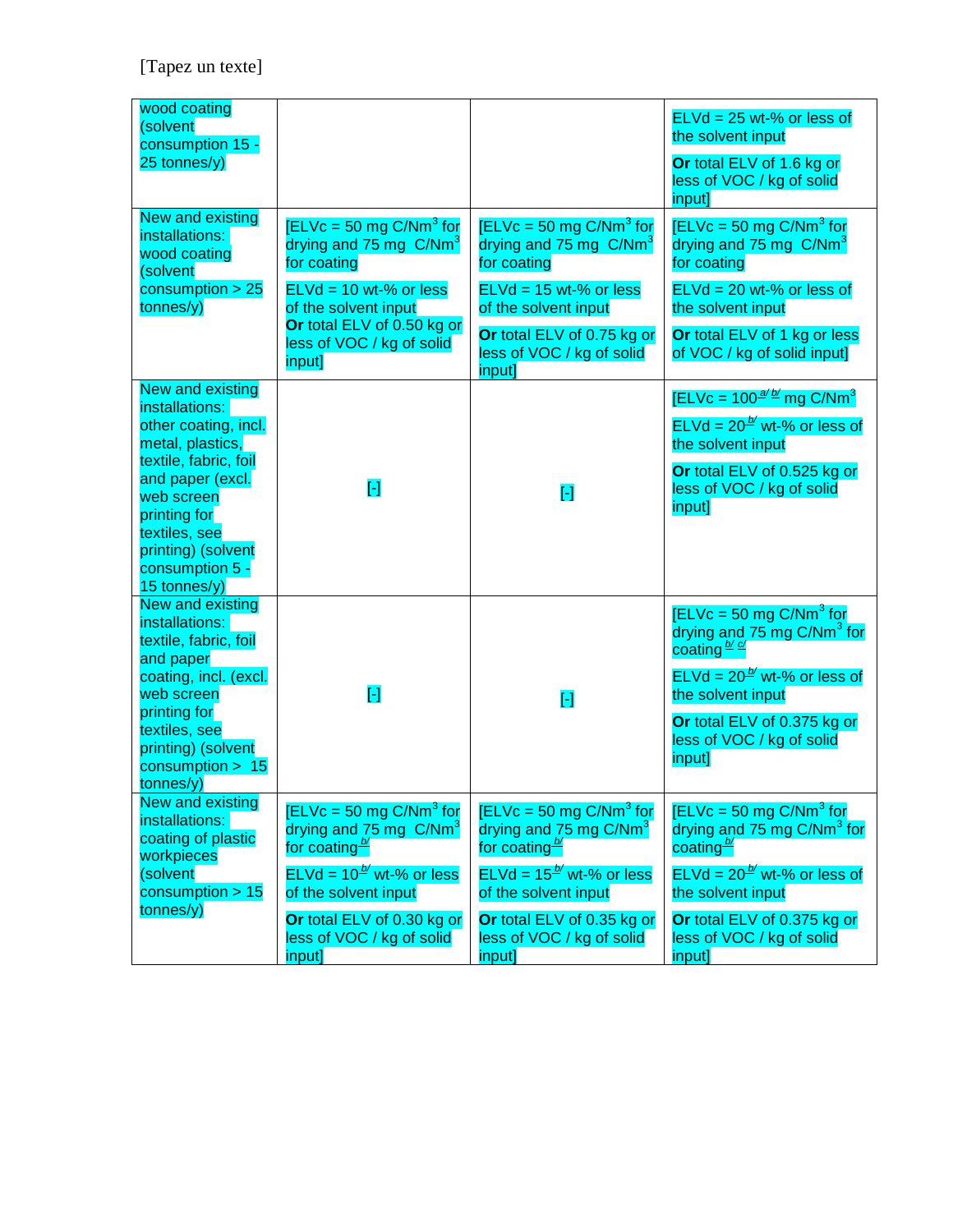[Tapez un texte]

| | | | |
|---|---|---|---|
| wood coating (solvent consumption 15 - 25 tonnes/y) | | | ELVd = 25 wt-% or less of the solvent input<br>**Or** total ELV of 1.6 kg or less of VOC / kg of solid input] |
| New and existing installations: wood coating (solvent consumption > 25 tonnes/y) | [ELVc = 50 mg C/Nm$^3$ for drying and 75 mg C/Nm$^3$ for coating<br>ELVd = 10 wt-% or less of the solvent input<br>**Or** total ELV of 0.50 kg or less of VOC / kg of solid input] | [ELVc = 50 mg C/Nm$^3$ for drying and 75 mg C/Nm$^3$ for coating<br>ELVd = 15 wt-% or less of the solvent input<br>**Or** total ELV of 0.75 kg or less of VOC / kg of solid input] | [ELVc = 50 mg C/Nm$^3$ for drying and 75 mg C/Nm$^3$ for coating<br>ELVd = 20 wt-% or less of the solvent input<br>**Or** total ELV of 1 kg or less of VOC / kg of solid input] |
| New and existing installations: other coating, incl. metal, plastics, textile, fabric, foil and paper (excl. web screen printing for textiles, see printing) (solvent consumption 5 - 15 tonnes/y) | [-] | [-] | [ELVc = 100[a/ b/] mg C/Nm$^3$<br>ELVd = 20[b/] wt-% or less of the solvent input<br>**Or** total ELV of 0.525 kg or less of VOC / kg of solid input] |
| New and existing installations: textile, fabric, foil and paper coating, incl. (excl. web screen printing for textiles, see printing) (solvent consumption > 15 tonnes/y) | [-] | [-] | [ELVc = 50 mg C/Nm$^3$ for drying and 75 mg C/Nm$^3$ for coating[b/ c/]<br>ELVd = 20[b/] wt-% or less of the solvent input<br>**Or** total ELV of 0.375 kg or less of VOC / kg of solid input] |
| New and existing installations: coating of plastic workpieces (solvent consumption > 15 tonnes/y) | [ELVc = 50 mg C/Nm$^3$ for drying and 75 mg C/Nm$^3$ for coating[b/]<br>ELVd = 10[b/] wt-% or less of the solvent input<br>**Or** total ELV of 0.30 kg or less of VOC / kg of solid input] | [ELVc = 50 mg C/Nm$^3$ for drying and 75 mg C/Nm$^3$ for coating[b/]<br>ELVd = 15[b/] wt-% or less of the solvent input<br>**Or** total ELV of 0.35 kg or less of VOC / kg of solid input] | [ELVc = 50 mg C/Nm$^3$ for drying and 75 mg C/Nm$^3$ for coating[b/]<br>ELVd = 20[b/] wt-% or less of the solvent input<br>**Or** total ELV of 0.375 kg or less of VOC / kg of solid input] |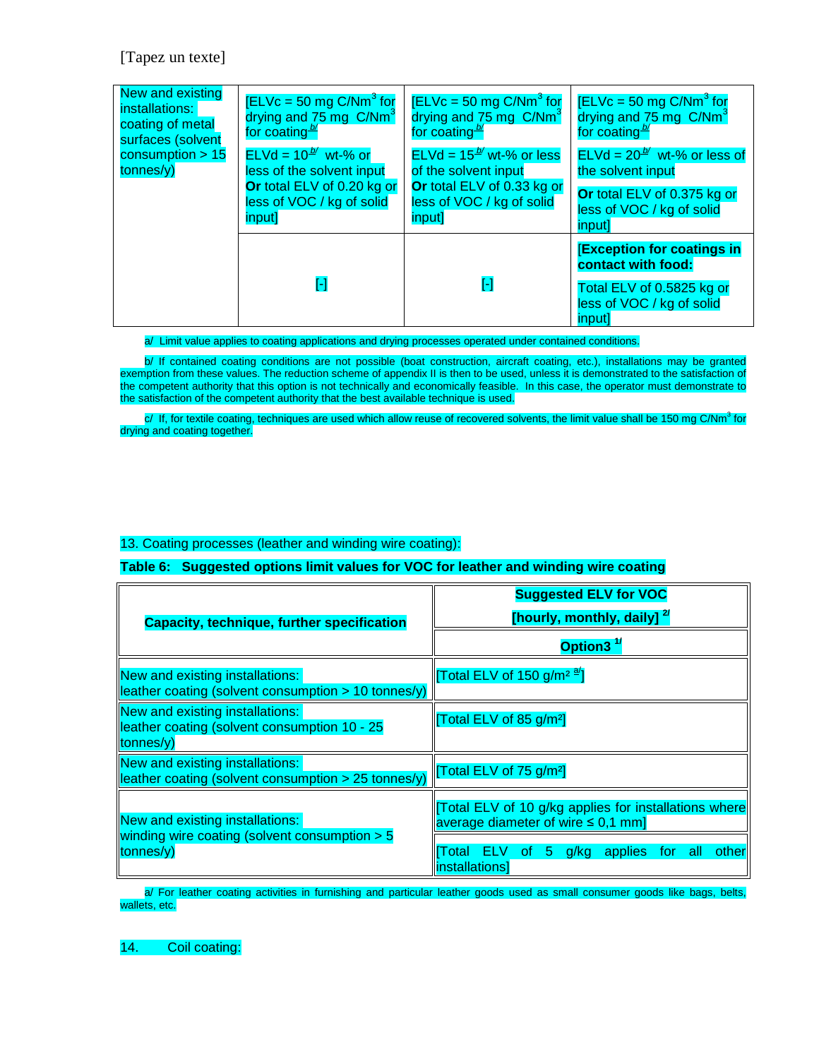[Tapez un texte]

| New and existing installations: coating of metal surfaces (solvent consumption > 15 tonnes/y) | [ELVc = 50 mg C/Nm$^3$ for drying and 75 mg C/Nm$^3$ for coating[b/] ELVd = 10[b/] wt-% or less of the solvent input **Or** total ELV of 0.20 kg or less of VOC / kg of solid input] | [ELVc = 50 mg C/Nm$^3$ for drying and 75 mg C/Nm$^3$ for coating[b/] ELVd = 15[b/] wt-% or less of the solvent input **Or** total ELV of 0.33 kg or less of VOC / kg of solid input] | [ELVc = 50 mg C/Nm$^3$ for drying and 75 mg C/Nm$^3$ for coating[b/] ELVd = 20[b/] wt-% or less of the solvent input **Or** total ELV of 0.375 kg or less of VOC / kg of solid input] |
|---|---|---|---|
| | [-] | [-] | [**Exception for coatings in contact with food:** Total ELV of 0.5825 kg or less of VOC / kg of solid input] |

a/ Limit value applies to coating applications and drying processes operated under contained conditions.

b/ If contained coating conditions are not possible (boat construction, aircraft coating, etc.), installations may be granted exemption from these values. The reduction scheme of appendix II is then to be used, unless it is demonstrated to the satisfaction of the competent authority that this option is not technically and economically feasible. In this case, the operator must demonstrate to the satisfaction of the competent authority that the best available technique is used.

c/ If, for textile coating, techniques are used which allow reuse of recovered solvents, the limit value shall be 150 mg C/Nm$^3$ for drying and coating together.

13. Coating processes (leather and winding wire coating):

**Table 6: Suggested options limit values for VOC for leather and winding wire coating**

| **Capacity, technique, further specification** | **Suggested ELV for VOC [hourly, monthly, daily] [2/]** |
|---|---|
| | **Option3 [1/]** |
| New and existing installations: leather coating (solvent consumption > 10 tonnes/y) | [Total ELV of 150 g/m² [a/]] |
| New and existing installations: leather coating (solvent consumption 10 - 25 tonnes/y) | [Total ELV of 85 g/m²] |
| New and existing installations: leather coating (solvent consumption > 25 tonnes/y) | [Total ELV of 75 g/m²] |
| New and existing installations: winding wire coating (solvent consumption > 5 tonnes/y) | [Total ELV of 10 g/kg applies for installations where average diameter of wire ≤ 0,1 mm] |
| | [Total ELV of 5 g/kg applies for all other installations] |

a/ For leather coating activities in furnishing and particular leather goods used as small consumer goods like bags, belts, wallets, etc.

14. Coil coating: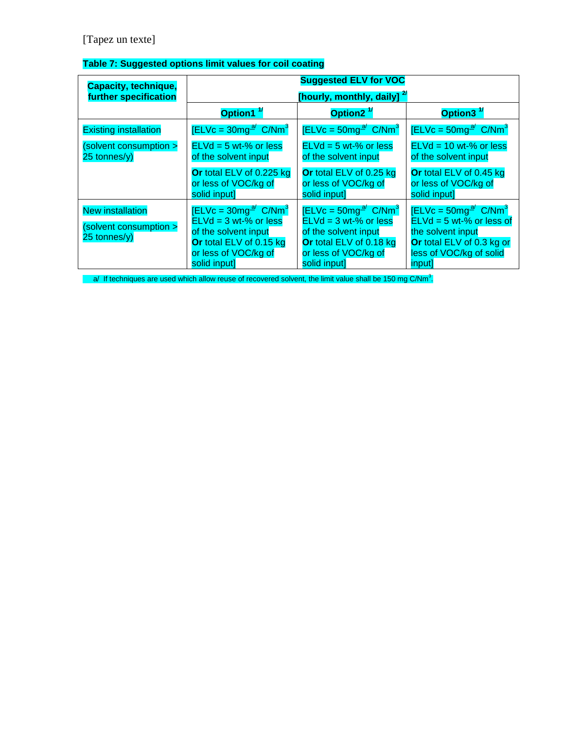[Tapez un texte]

**Table 7: Suggested options limit values for coil coating**

| Capacity, technique, further specification | Suggested ELV for VOC [hourly, monthly, daily] [2/] | | |
|---|---|---|---|
| | **Option1** [1/] | **Option2** [1/] | **Option3** [1/] |
| Existing installation<br><br>(solvent consumption > 25 tonnes/y) | [ELVc = 30mg [a/] C/Nm$^3$<br><br>ELVd = 5 wt-% or less of the solvent input<br><br>**Or** total ELV of 0.225 kg or less of VOC/kg of solid input] | [ELVc = 50mg [a/] C/Nm$^3$<br><br>ELVd = 5 wt-% or less of the solvent input<br><br>**Or** total ELV of 0.25 kg or less of VOC/kg of solid input] | [ELVc = 50mg [a/] C/Nm$^3$<br><br>ELVd = 10 wt-% or less of the solvent input<br><br>**Or** total ELV of 0.45 kg or less of VOC/kg of solid input] |
| New installation<br><br>(solvent consumption > 25 tonnes/y) | [ELVc = 30mg [a/] C/Nm$^3$<br>ELVd = 3 wt-% or less of the solvent input<br>**Or** total ELV of 0.15 kg or less of VOC/kg of solid input] | [ELVc = 50mg [a/] C/Nm$^3$<br>ELVd = 3 wt-% or less of the solvent input<br>**Or** total ELV of 0.18 kg or less of VOC/kg of solid input] | [ELVc = 50mg [a/] C/Nm$^3$<br>ELVd = 5 wt-% or less of the solvent input<br>**Or** total ELV of 0.3 kg or less of VOC/kg of solid input] |

a/ If techniques are used which allow reuse of recovered solvent, the limit value shall be 150 mg C/Nm$^3$.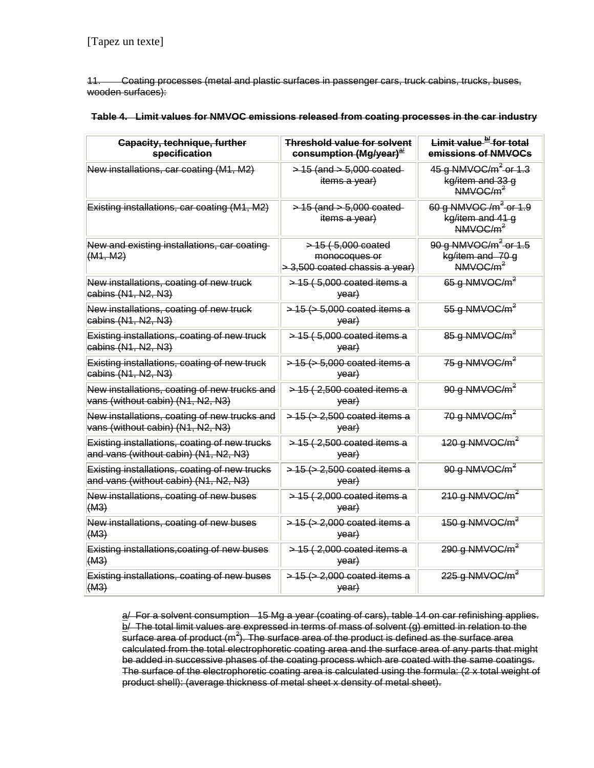[Tapez un texte]

~~11. Coating processes (metal and plastic surfaces in passenger cars, truck cabins, trucks, buses, wooden surfaces):~~

**~~Table 4. Limit values for NMVOC emissions released from coating processes in the car industry~~**

| ~~Capacity, technique, further specification~~ | ~~Threshold value for solvent consumption (Mg/year)[a]~~ | ~~Limit value [b] for total emissions of NMVOCs~~ |
|---|---|---|
| ~~New installations, car coating (M1, M2)~~ | ~~> 15 (and > 5,000 coated items a year)~~ | ~~45 g NMVOC/m² or 1.3 kg/item and 33 g NMVOC/m²~~ |
| ~~Existing installations, car coating (M1, M2)~~ | ~~> 15 (and > 5,000 coated items a year)~~ | ~~60 g NMVOC /m² or 1.9 kg/item and 41 g NMVOC/m²~~ |
| ~~New and existing installations, car coating (M1, M2)~~ | ~~> 15 ( 5,000 coated monocoques or > 3,500 coated chassis a year)~~ | ~~90 g NMVOC/m² or 1.5 kg/item and 70 g NMVOC/m²~~ |
| ~~New installations, coating of new truck cabins (N1, N2, N3)~~ | ~~> 15 ( 5,000 coated items a year)~~ | ~~65 g NMVOC/m²~~ |
| ~~New installations, coating of new truck cabins (N1, N2, N3)~~ | ~~> 15 (> 5,000 coated items a year)~~ | ~~55 g NMVOC/m²~~ |
| ~~Existing installations, coating of new truck cabins (N1, N2, N3)~~ | ~~> 15 ( 5,000 coated items a year)~~ | ~~85 g NMVOC/m²~~ |
| ~~Existing installations, coating of new truck cabins (N1, N2, N3)~~ | ~~> 15 (> 5,000 coated items a year)~~ | ~~75 g NMVOC/m²~~ |
| ~~New installations, coating of new trucks and vans (without cabin) (N1, N2, N3)~~ | ~~> 15 ( 2,500 coated items a year)~~ | ~~90 g NMVOC/m²~~ |
| ~~New installations, coating of new trucks and vans (without cabin) (N1, N2, N3)~~ | ~~> 15 (> 2,500 coated items a year)~~ | ~~70 g NMVOC/m²~~ |
| ~~Existing installations, coating of new trucks and vans (without cabin) (N1, N2, N3)~~ | ~~> 15 ( 2,500 coated items a year)~~ | ~~120 g NMVOC/m²~~ |
| ~~Existing installations, coating of new trucks and vans (without cabin) (N1, N2, N3)~~ | ~~> 15 (> 2,500 coated items a year)~~ | ~~90 g NMVOC/m²~~ |
| ~~New installations, coating of new buses (M3)~~ | ~~> 15 ( 2,000 coated items a year)~~ | ~~210 g NMVOC/m²~~ |
| ~~New installations, coating of new buses (M3)~~ | ~~> 15 (> 2,000 coated items a year)~~ | ~~150 g NMVOC/m²~~ |
| ~~Existing installations,coating of new buses (M3)~~ | ~~> 15 ( 2,000 coated items a year)~~ | ~~290 g NMVOC/m²~~ |
| ~~Existing installations, coating of new buses (M3)~~ | ~~> 15 (> 2,000 coated items a year)~~ | ~~225 g NMVOC/m²~~ |

~~a/ For a solvent consumption 15 Mg a year (coating of cars), table 14 on car refinishing applies.~~

~~b/ The total limit values are expressed in terms of mass of solvent (g) emitted in relation to the surface area of product (m²). The surface area of the product is defined as the surface area calculated from the total electrophoretic coating area and the surface area of any parts that might be added in successive phases of the coating process which are coated with the same coatings. The surface of the electrophoretic coating area is calculated using the formula: (2 x total weight of product shell): (average thickness of metal sheet x density of metal sheet).~~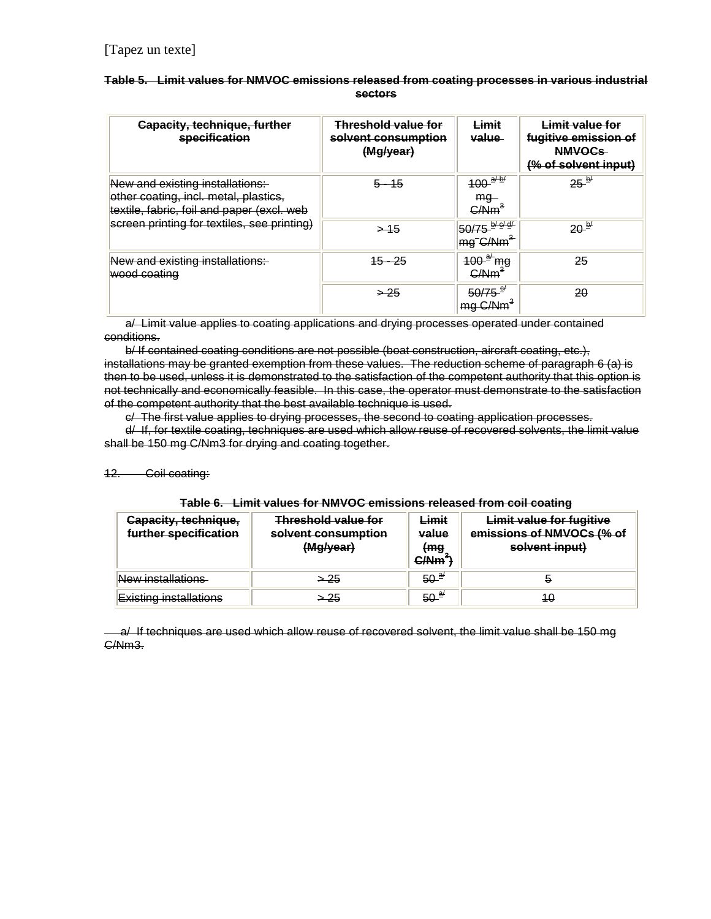[Tapez un texte]

**Table 5. Limit values for NMVOC emissions released from coating processes in various industrial sectors**

| Capacity, technique, further specification | Threshold value for solvent consumption (Mg/year) | Limit value | Limit value for fugitive emission of NMVOCs (% of solvent input) |
|---|---|---|---|
| New and existing installations: other coating, incl. metal, plastics, textile, fabric, foil and paper (excl. web screen printing for textiles, see printing) | 5 - 15 | 100 [a/ b/] mg $C/Nm^3$ | 25 [b/] |
| | > 15 | 50/75 [b/ c/ d/] mg $C/Nm^3$ | 20 [b/] |
| New and existing installations: wood coating | 15 - 25 | 100 [a/] mg $C/Nm^3$ | 25 |
| | > 25 | 50/75 [c/] mg $C/Nm^3$ | 20 |

a/ Limit value applies to coating applications and drying processes operated under contained conditions.

b/ If contained coating conditions are not possible (boat construction, aircraft coating, etc.), installations may be granted exemption from these values. The reduction scheme of paragraph 6 (a) is then to be used, unless it is demonstrated to the satisfaction of the competent authority that this option is not technically and economically feasible. In this case, the operator must demonstrate to the satisfaction of the competent authority that the best available technique is used.

c/ The first value applies to drying processes, the second to coating application processes.

d/ If, for textile coating, techniques are used which allow reuse of recovered solvents, the limit value shall be 150 mg C/Nm3 for drying and coating together.

12. Coil coating:

**Table 6. Limit values for NMVOC emissions released from coil coating**

| Capacity, technique, further specification | Threshold value for solvent consumption (Mg/year) | Limit value (mg $C/Nm^3$) | Limit value for fugitive emissions of NMVOCs (% of solvent input) |
|---|---|---|---|
| New installations | > 25 | 50 [a/] | 5 |
| Existing installations | > 25 | 50 [a/] | 10 |

a/ If techniques are used which allow reuse of recovered solvent, the limit value shall be 150 mg C/Nm3.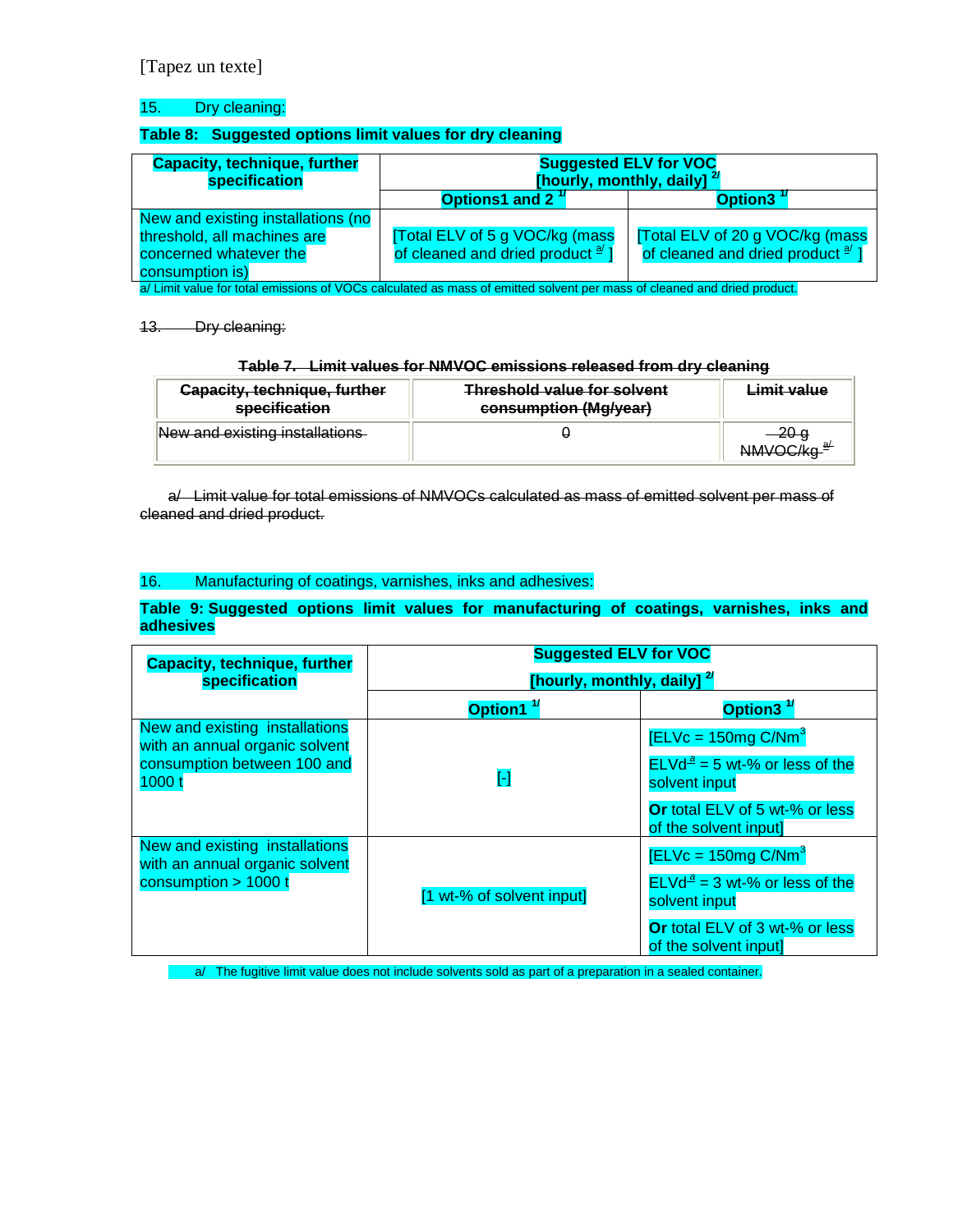[Tapez un texte]

15. Dry cleaning:

**Table 8: Suggested options limit values for dry cleaning**

| Capacity, technique, further specification | Suggested ELV for VOC [hourly, monthly, daily] [2/] | |
|---|---|---|
| | Options1 and 2 [1/] | Option3 [1/] |
| New and existing installations (no threshold, all machines are concerned whatever the consumption is) | [Total ELV of 5 g VOC/kg (mass of cleaned and dried product [a/] ] | [Total ELV of 20 g VOC/kg (mass of cleaned and dried product [a/] ] |

a/ Limit value for total emissions of VOCs calculated as mass of emitted solvent per mass of cleaned and dried product.

~~13. Dry cleaning:~~

~~**Table 7. Limit values for NMVOC emissions released from dry cleaning**~~

| ~~Capacity, technique, further specification~~ | ~~Threshold value for solvent consumption (Mg/year)~~ | ~~Limit value~~ |
|---|---|---|
| ~~New and existing installations~~ | ~~0~~ | ~~20 g NMVOC/kg [a/]~~ |

~~a/ Limit value for total emissions of NMVOCs calculated as mass of emitted solvent per mass of cleaned and dried product.~~

16. Manufacturing of coatings, varnishes, inks and adhesives:

**Table 9: Suggested options limit values for manufacturing of coatings, varnishes, inks and adhesives**

| Capacity, technique, further specification | Suggested ELV for VOC [hourly, monthly, daily] [2/] | |
|---|---|---|
| | Option1 [1/] | Option3 [1/] |
| New and existing installations with an annual organic solvent consumption between 100 and 1000 t | [-] | [ELVc = 150mg C/Nm[3] ELVd [a] = 5 wt-% or less of the solvent input **Or** total ELV of 5 wt-% or less of the solvent input] |
| New and existing installations with an annual organic solvent consumption > 1000 t | [1 wt-% of solvent input] | [ELVc = 150mg C/Nm[3] ELVd [a] = 3 wt-% or less of the solvent input **Or** total ELV of 3 wt-% or less of the solvent input] |

a/ The fugitive limit value does not include solvents sold as part of a preparation in a sealed container.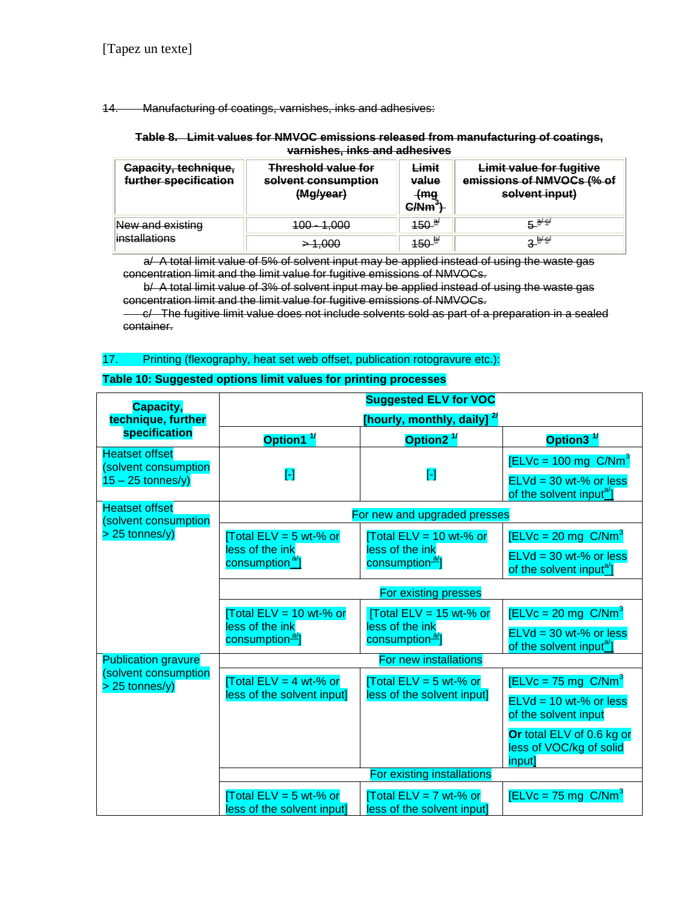[Tapez un texte]

~~14. Manufacturing of coatings, varnishes, inks and adhesives:~~

~~**Table 8. Limit values for NMVOC emissions released from manufacturing of coatings, varnishes, inks and adhesives**~~

| ~~Capacity, technique, further specification~~ | ~~Threshold value for solvent consumption (Mg/year)~~ | ~~Limit value (mg C/Nm$^3$)~~ | ~~Limit value for fugitive emissions of NMVOCs (% of solvent input)~~ |
|---|---|---|---|
| ~~New and existing installations~~ | ~~100 - 1,000~~ | ~~150 [a/]~~ | ~~5 [a/ c/]~~ |
| | ~~> 1,000~~ | ~~150 [b/]~~ | ~~3 [b/ c/]~~ |

~~a/ A total limit value of 5% of solvent input may be applied instead of using the waste gas concentration limit and the limit value for fugitive emissions of NMVOCs.~~

~~b/ A total limit value of 3% of solvent input may be applied instead of using the waste gas concentration limit and the limit value for fugitive emissions of NMVOCs.~~

~~c/ The fugitive limit value does not include solvents sold as part of a preparation in a sealed container.~~

17. Printing (flexography, heat set web offset, publication rotogravure etc.):

**Table 10: Suggested options limit values for printing processes**

| **Capacity, technique, further specification** | **Suggested ELV for VOC [hourly, monthly, daily] [2/]** | | |
|---|---|---|---|
| | **Option1 [1/]** | **Option2 [1/]** | **Option3 [1/]** |
| Heatset offset (solvent consumption 15 – 25 tonnes/y) | [-] | [-] | [ELVc = 100 mg C/Nm$^3$ ELVd = 30 wt-% or less of the solvent input[a/]] |
| Heatset offset (solvent consumption > 25 tonnes/y) | For new and upgraded presses | | |
| | [Total ELV = 5 wt-% or less of the ink consumption[a/]] | [Total ELV = 10 wt-% or less of the ink consumption[a/]] | [ELVc = 20 mg C/Nm$^3$ ELVd = 30 wt-% or less of the solvent input[a/]] |
| | For existing presses | | |
| | [Total ELV = 10 wt-% or less of the ink consumption[a/]] | [Total ELV = 15 wt-% or less of the ink consumption[a/]] | [ELVc = 20 mg C/Nm$^3$ ELVd = 30 wt-% or less of the solvent input[a/]] |
| Publication gravure (solvent consumption > 25 tonnes/y) | For new installations | | |
| | [Total ELV = 4 wt-% or less of the solvent input] | [Total ELV = 5 wt-% or less of the solvent input] | [ELVc = 75 mg C/Nm$^3$ ELVd = 10 wt-% or less of the solvent input **Or** total ELV of 0.6 kg or less of VOC/kg of solid input] |
| | For existing installations | | |
| | [Total ELV = 5 wt-% or less of the solvent input] | [Total ELV = 7 wt-% or less of the solvent input] | [ELVc = 75 mg C/Nm$^3$ |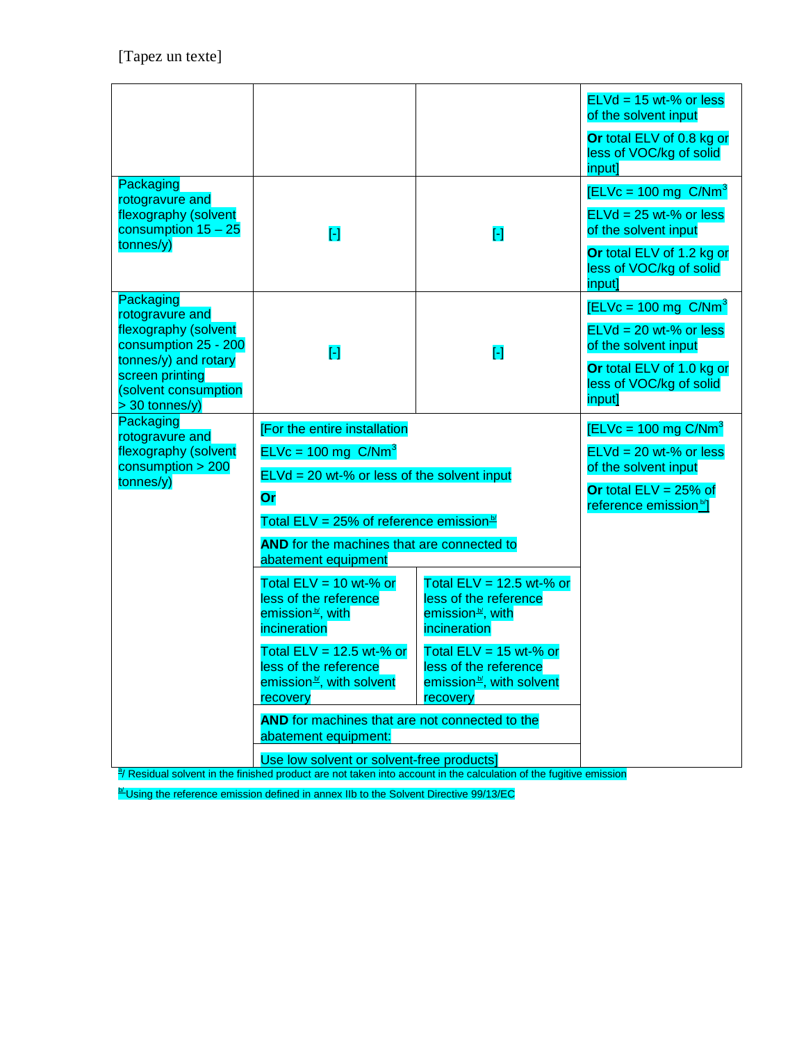| | | | |
|---|---|---|---|
| | | | ELVd = 15 wt-% or less of the solvent input<br><br>**Or** total ELV of 0.8 kg or less of VOC/kg of solid input] |
| Packaging rotogravure and flexography (solvent consumption 15 – 25 tonnes/y) | [-] | [-] | [ELVc = 100 mg C/Nm$^3$<br><br>ELVd = 25 wt-% or less of the solvent input<br><br>**Or** total ELV of 1.2 kg or less of VOC/kg of solid input] |
| Packaging rotogravure and flexography (solvent consumption 25 - 200 tonnes/y) and rotary screen printing (solvent consumption > 30 tonnes/y) | [-] | [-] | [ELVc = 100 mg C/Nm$^3$<br><br>ELVd = 20 wt-% or less of the solvent input<br><br>**Or** total ELV of 1.0 kg or less of VOC/kg of solid input] |
| Packaging rotogravure and flexography (solvent consumption > 200 tonnes/y) | [For the entire installation<br><br>ELVc = 100 mg C/Nm$^3$<br><br>ELVd = 20 wt-% or less of the solvent input<br><br>**Or**<br><br>Total ELV = 25% of reference emission[b/]<br><br>**AND** for the machines that are connected to abatement equipment | | [ELVc = 100 mg C/Nm$^3$<br><br>ELVd = 20 wt-% or less of the solvent input<br><br>**Or** total ELV = 25% of reference emission[b/]] |
| | Total ELV = 10 wt-% or less of the reference emission[b/], with incineration<br><br>Total ELV = 12.5 wt-% or less of the reference emission[b/], with solvent recovery | Total ELV = 12.5 wt-% or less of the reference emission[b/], with incineration<br><br>Total ELV = 15 wt-% or less of the reference emission[b/], with solvent recovery | |
| | **AND** for machines that are not connected to the abatement equipment: | | |
| | Use low solvent or solvent-free products] | | |

[a]/ Residual solvent in the finished product are not taken into account in the calculation of the fugitive emission

[b/]Using the reference emission defined in annex IIb to the Solvent Directive 99/13/EC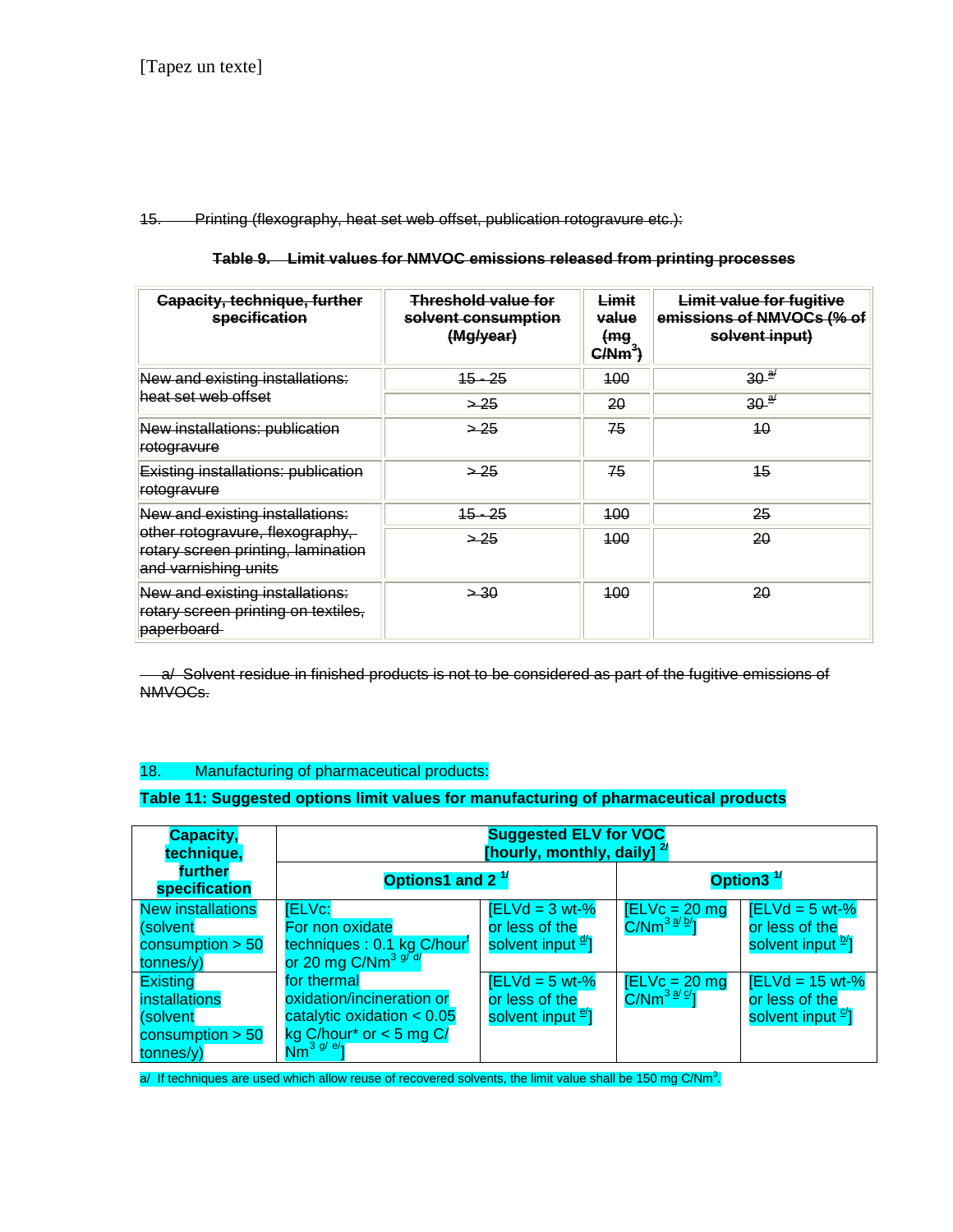15. Printing (flexography, heat set web offset, publication rotogravure etc.):

**Table 9. Limit values for NMVOC emissions released from printing processes**

| Capacity, technique, further specification | Threshold value for solvent consumption (Mg/year) | Limit value (mg C/Nm$^3$) | Limit value for fugitive emissions of NMVOCs (% of solvent input) |
|---|---|---|---|
| New and existing installations: heat set web offset | 15 - 25 | 100 | 30 [a] |
| | > 25 | 20 | 30 [a] |
| New installations: publication rotogravure | > 25 | 75 | 10 |
| Existing installations: publication rotogravure | > 25 | 75 | 15 |
| New and existing installations: other rotogravure, flexography, rotary screen printing, lamination and varnishing units | 15 - 25 | 100 | 25 |
| | > 25 | 100 | 20 |
| New and existing installations: rotary screen printing on textiles, paperboard | > 30 | 100 | 20 |

a/ Solvent residue in finished products is not to be considered as part of the fugitive emissions of NMVOCs.

18. Manufacturing of pharmaceutical products:

**Table 11: Suggested options limit values for manufacturing of pharmaceutical products**

| Capacity, technique, further specification | Suggested ELV for VOC [hourly, monthly, daily] [2/] | | | |
|---|---|---|---|---|
| | Options1 and 2 [1/] | | Option3 [1/] | |
| New installations (solvent consumption > 50 tonnes/y) | [ELVc: For non oxidate techniques : 0.1 kg C/hour[f] or 20 mg C/Nm$^3$ [g/ d/] for thermal oxidation/incineration or catalytic oxidation < 0.05 kg C/hour* or < 5 mg C/ Nm$^3$ [g/ e/]] | [ELVd = 3 wt-% or less of the solvent input [d/]] | [ELVc = 20 mg C/Nm$^3$ [a/ b/]] | [ELVd = 5 wt-% or less of the solvent input [b/]] |
| Existing installations (solvent consumption > 50 tonnes/y) | | [ELVd = 5 wt-% or less of the solvent input [e/]] | [ELVc = 20 mg C/Nm$^3$ [a/ c/]] | [ELVd = 15 wt-% or less of the solvent input [c/]] |

a/ If techniques are used which allow reuse of recovered solvents, the limit value shall be 150 mg C/Nm$^3$.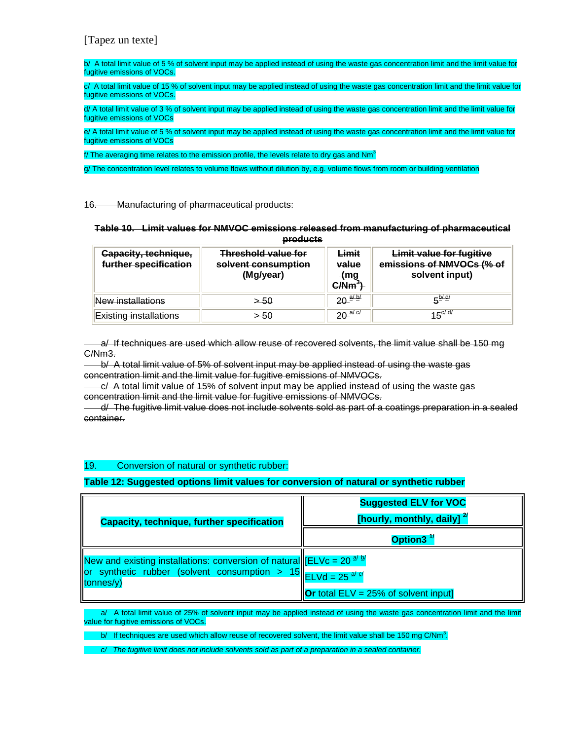b/ A total limit value of 5 % of solvent input may be applied instead of using the waste gas concentration limit and the limit value for fugitive emissions of VOCs.

c/ A total limit value of 15 % of solvent input may be applied instead of using the waste gas concentration limit and the limit value for fugitive emissions of VOCs.

d/ A total limit value of 3 % of solvent input may be applied instead of using the waste gas concentration limit and the limit value for fugitive emissions of VOCs

e/ A total limit value of 5 % of solvent input may be applied instead of using the waste gas concentration limit and the limit value for fugitive emissions of VOCs

f/ The averaging time relates to the emission profile, the levels relate to dry gas and $Nm^3$

g/ The concentration level relates to volume flows without dilution by, e.g. volume flows from room or building ventilation

~~16. Manufacturing of pharmaceutical products:~~

**~~Table 10. Limit values for NMVOC emissions released from manufacturing of pharmaceutical products~~**

| ~~Capacity, technique, further specification~~ | ~~Threshold value for solvent consumption (Mg/year)~~ | ~~Limit value (mg C/Nm³)~~ | ~~Limit value for fugitive emissions of NMVOCs (% of solvent input)~~ |
|---|---|---|---|
| ~~New installations~~ | ~~> 50~~ | ~~20 a/ b/~~ | ~~5 b/ d/~~ |
| ~~Existing installations~~ | ~~> 50~~ | ~~20 a/ c/~~ | ~~15 c/ d/~~ |

~~a/ If techniques are used which allow reuse of recovered solvents, the limit value shall be 150 mg C/Nm3.~~
~~b/ A total limit value of 5% of solvent input may be applied instead of using the waste gas concentration limit and the limit value for fugitive emissions of NMVOCs.~~
~~c/ A total limit value of 15% of solvent input may be applied instead of using the waste gas concentration limit and the limit value for fugitive emissions of NMVOCs.~~
~~d/ The fugitive limit value does not include solvents sold as part of a coatings preparation in a sealed container.~~

19. Conversion of natural or synthetic rubber:

**Table 12: Suggested options limit values for conversion of natural or synthetic rubber**

| Capacity, technique, further specification | Suggested ELV for VOC [hourly, monthly, daily] [2/] |
|---|---|
| | Option3 [1/] |
| New and existing installations: conversion of natural or synthetic rubber (solvent consumption > 15 tonnes/y) | [ELVc = 20 [a/ b/] <br> ELVd = 25 [a/ c/] <br> **Or** total ELV = 25% of solvent input] |

a/ A total limit value of 25% of solvent input may be applied instead of using the waste gas concentration limit and the limit value for fugitive emissions of VOCs.

b/ If techniques are used which allow reuse of recovered solvent, the limit value shall be 150 mg C/$Nm^3$.

*c/ The fugitive limit does not include solvents sold as part of a preparation in a sealed container.*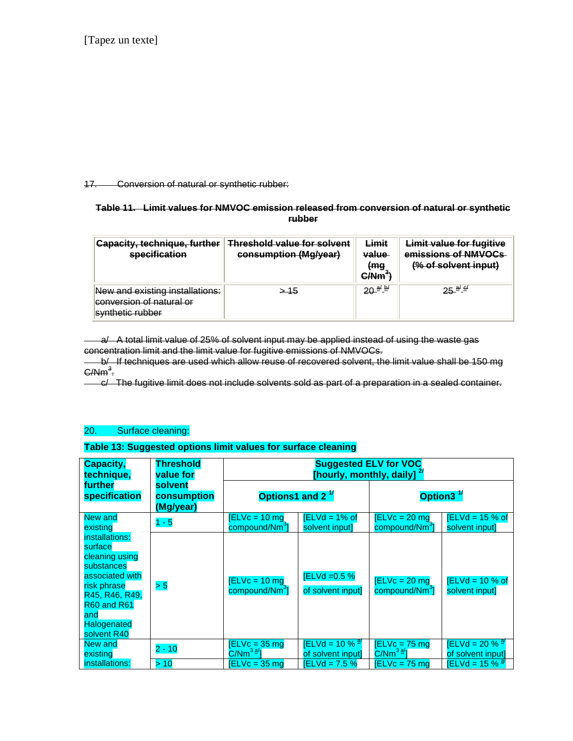[Tapez un texte]

~~17. Conversion of natural or synthetic rubber:~~

**~~Table 11. Limit values for NMVOC emission released from conversion of natural or synthetic rubber~~**

| ~~Capacity, technique, further specification~~ | ~~Threshold value for solvent consumption (Mg/year)~~ | ~~Limit value (mg C/Nm$^3$)~~ | ~~Limit value for fugitive emissions of NMVOCs (% of solvent input)~~ |
|---|---|---|---|
| ~~New and existing installations: conversion of natural or synthetic rubber~~ | ~~> 15~~ | ~~20 a/ b/~~ | ~~25 a/ c/~~ |

~~a/ A total limit value of 25% of solvent input may be applied instead of using the waste gas concentration limit and the limit value for fugitive emissions of NMVOCs.~~

~~b/ If techniques are used which allow reuse of recovered solvent, the limit value shall be 150 mg C/Nm$^3$.~~

~~c/ The fugitive limit does not include solvents sold as part of a preparation in a sealed container.~~

20. Surface cleaning:

**Table 13: Suggested options limit values for surface cleaning**

| Capacity, technique, further specification | Threshold value for solvent consumption (Mg/year) | Suggested ELV for VOC [hourly, monthly, daily] [2/] | | | |
|---|---|---|---|---|---|
| | | Options1 and 2 [1/] | | Option3 [1/] | |
| New and existing installations: surface cleaning using substances associated with risk phrase R45, R46, R49, R60 and R61 and Halogenated solvent R40 | 1 - 5 | [ELVc = 10 mg compound/Nm$^3$] | [ELVd = 1% of solvent input] | [ELVc = 20 mg compound/Nm$^3$] | [ELVd = 15 % of solvent input] |
| | > 5 | [ELVc = 10 mg compound/Nm$^3$] | [ELVd =0.5 % of solvent input] | [ELVc = 20 mg compound/Nm$^3$] | [ELVd = 10 % of solvent input] |
| New and existing installations: | 2 - 10 | [ELVc = 35 mg C/Nm$^3$ a/] | [ELVd = 10 % a/ of solvent input] | [ELVc = 75 mg C/Nm$^3$ a/] | [ELVd = 20 % a/ of solvent input] |
| | > 10 | [ELVc = 35 mg | [ELVd = 7.5 % | [ELVc = 75 mg | [ELVd = 15 % a/ |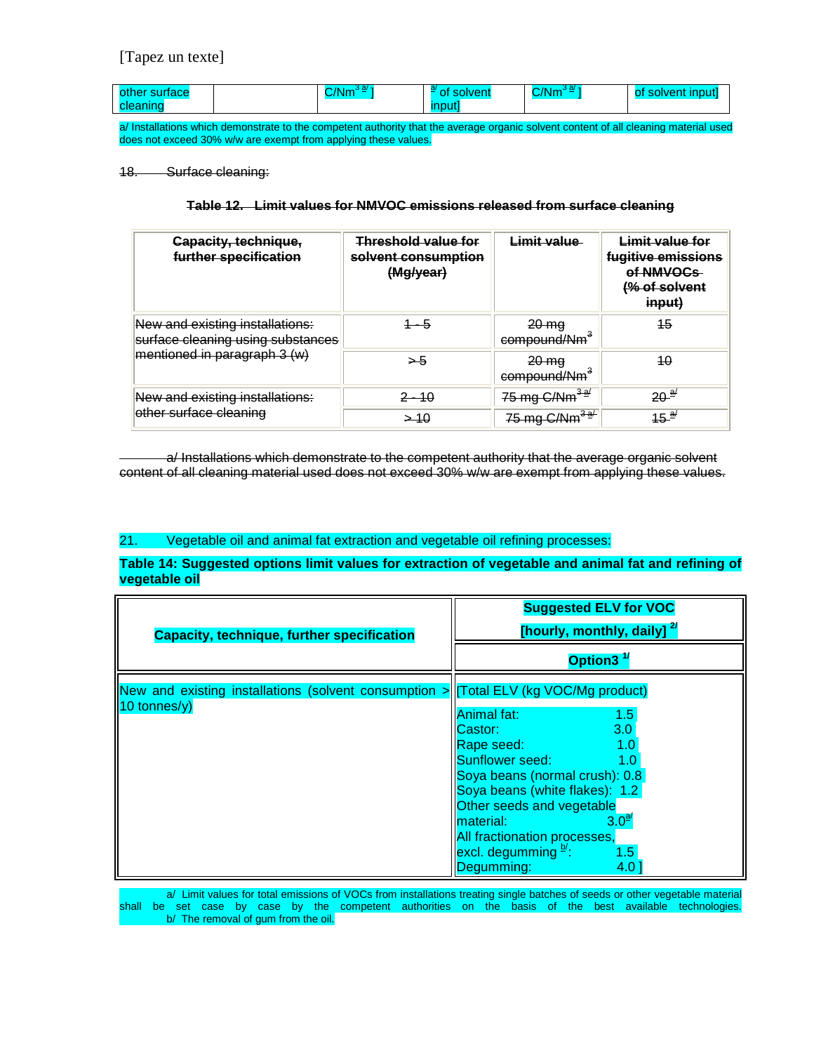| other surface cleaning | | C/Nm³ a/ ] | a/ of solvent input] | C/Nm³ a/ ] | of solvent input] |
|---|---|---|---|---|---|

a/ Installations which demonstrate to the competent authority that the average organic solvent content of all cleaning material used does not exceed 30% w/w are exempt from applying these values.

~~18. Surface cleaning:~~

**~~Table 12. Limit values for NMVOC emissions released from surface cleaning~~**

| ~~Capacity, technique, further specification~~ | ~~Threshold value for solvent consumption (Mg/year)~~ | ~~Limit value~~ | ~~Limit value for fugitive emissions of NMVOCs (% of solvent input)~~ |
|---|---|---|---|
| ~~New and existing installations: surface cleaning using substances mentioned in paragraph 3 (w)~~ | ~~1 - 5~~ | ~~20 mg compound/Nm³~~ | ~~15~~ |
| | ~~> 5~~ | ~~20 mg compound/Nm³~~ | ~~10~~ |
| ~~New and existing installations: other surface cleaning~~ | ~~2 - 10~~ | ~~75 mg C/Nm³ a/~~ | ~~20 a/~~ |
| | ~~> 10~~ | ~~75 mg C/Nm³ a/~~ | ~~15 a/~~ |

~~a/ Installations which demonstrate to the competent authority that the average organic solvent content of all cleaning material used does not exceed 30% w/w are exempt from applying these values.~~

21. Vegetable oil and animal fat extraction and vegetable oil refining processes:

**Table 14: Suggested options limit values for extraction of vegetable and animal fat and refining of vegetable oil**

| **Capacity, technique, further specification** | **Suggested ELV for VOC [hourly, monthly, daily] 2/** |
|---|---|
| | **Option3 1/** |
| New and existing installations (solvent consumption > 10 tonnes/y) | [Total ELV (kg VOC/Mg product)<br>Animal fat: 1.5<br>Castor: 3.0<br>Rape seed: 1.0<br>Sunflower seed: 1.0<br>Soya beans (normal crush): 0.8<br>Soya beans (white flakes): 1.2<br>Other seeds and vegetable material: 3.0 a/<br>All fractionation processes, excl. degumming b/: 1.5<br>Degumming: 4.0 ] |

a/ Limit values for total emissions of VOCs from installations treating single batches of seeds or other vegetable material shall be set case by case by the competent authorities on the basis of the best available technologies.
b/ The removal of gum from the oil.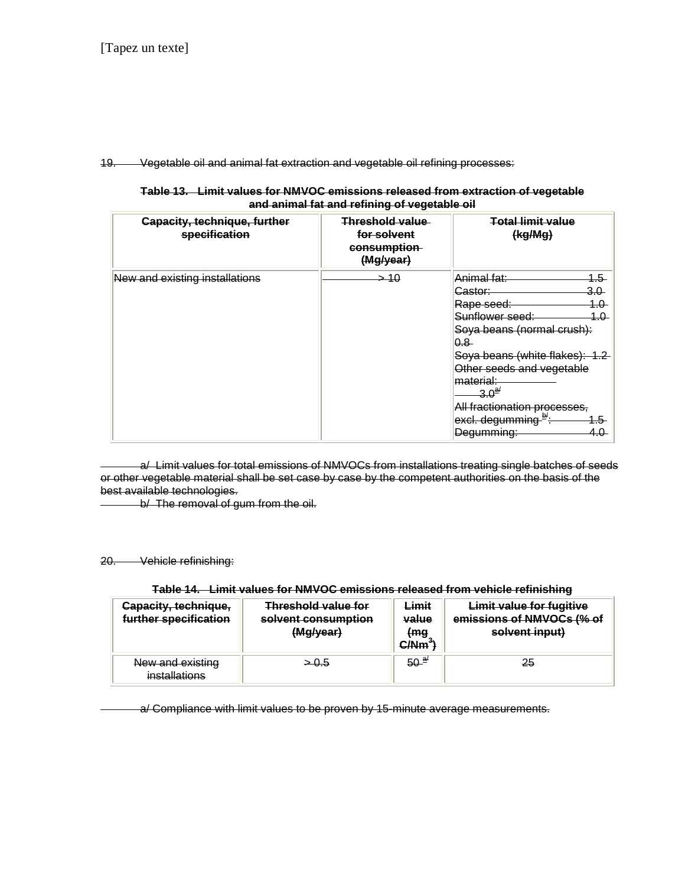19. Vegetable oil and animal fat extraction and vegetable oil refining processes:

**Table 13. Limit values for NMVOC emissions released from extraction of vegetable and animal fat and refining of vegetable oil**

| Capacity, technique, further specification | Threshold value for solvent consumption (Mg/year) | Total limit value (kg/Mg) |
|---|---|---|
| New and existing installations | > 10 | Animal fat: 1.5<br>Castor: 3.0<br>Rape seed: 1.0<br>Sunflower seed: 1.0<br>Soya beans (normal crush): 0.8<br>Soya beans (white flakes): 1.2<br>Other seeds and vegetable material: 3.0 [a/]<br>All fractionation processes, excl. degumming [b/]: 1.5<br>Degumming: 4.0 |

a/ Limit values for total emissions of NMVOCs from installations treating single batches of seeds or other vegetable material shall be set case by case by the competent authorities on the basis of the best available technologies.

b/ The removal of gum from the oil.

20. Vehicle refinishing:

**Table 14. Limit values for NMVOC emissions released from vehicle refinishing**

| Capacity, technique, further specification | Threshold value for solvent consumption (Mg/year) | Limit value (mg C/Nm$^3$) | Limit value for fugitive emissions of NMVOCs (% of solvent input) |
|---|---|---|---|
| New and existing installations | > 0.5 | 50 [a/] | 25 |

a/ Compliance with limit values to be proven by 15-minute average measurements.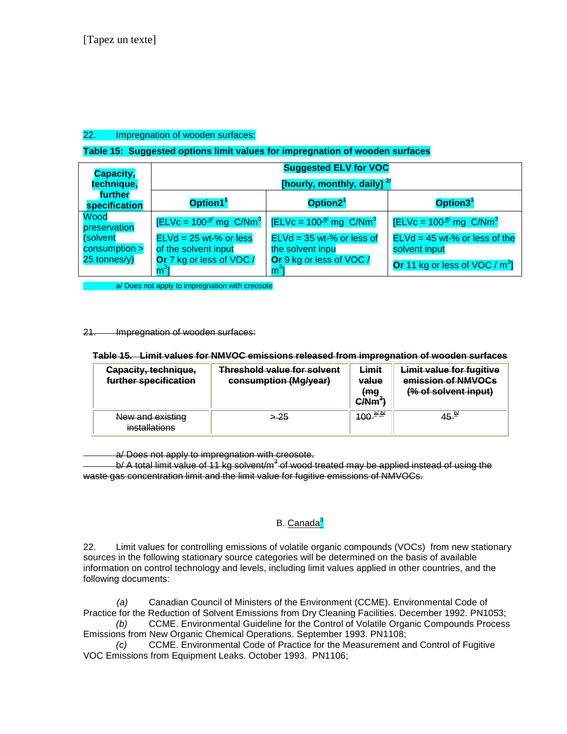[Tapez un texte]

22. Impregnation of wooden surfaces:

**Table 15: Suggested options limit values for impregnation of wooden surfaces**

| **Capacity, technique, further specification** | **Suggested ELV for VOC [hourly, monthly, daily]** [2/] | | |
|---|---|---|---|
| | **Option1**[1] | **Option2**[1] | **Option3**[1] |
| Wood preservation (solvent consumption > 25 tonnes/y) | [ELVc = 100[a/] mg C/Nm$^3$ ELVd = 25 wt-% or less of the solvent input **Or** 7 kg or less of VOC / m$^3$] | [ELVc = 100[a/] mg C/Nm$^3$ ELVd = 35 wt-% or less of the solvent inpu **Or** 9 kg or less of VOC / m$^3$] | [ELVc = 100[a/] mg C/Nm$^3$ ELVd = 45 wt-% or less of the solvent input **Or** 11 kg or less of VOC / m$^3$] |

a/ Does not apply to impregnation with creosote

~~21. Impregnation of wooden surfaces:~~

~~**Table 15. Limit values for NMVOC emissions released from impregnation of wooden surfaces**~~

| ~~Capacity, technique, further specification~~ | ~~Threshold value for solvent consumption (Mg/year)~~ | ~~Limit value (mg C/Nm$^3$)~~ | ~~Limit value for fugitive emission of NMVOCs (% of solvent input)~~ |
|---|---|---|---|
| ~~New and existing installations~~ | ~~> 25~~ | ~~100 [a/ b/]~~ | ~~45 [b/]~~ |

~~a/ Does not apply to impregnation with creosote.~~

~~b/ A total limit value of 11 kg solvent/m$^3$ of wood treated may be applied instead of using the waste gas concentration limit and the limit value for fugitive emissions of NMVOCs.~~

B. Canada[3]

22. Limit values for controlling emissions of volatile organic compounds (VOCs) from new stationary sources in the following stationary source categories will be determined on the basis of available information on control technology and levels, including limit values applied in other countries, and the following documents:

*(a)* Canadian Council of Ministers of the Environment (CCME). Environmental Code of Practice for the Reduction of Solvent Emissions from Dry Cleaning Facilities. December 1992. PN1053;

*(b)* CCME. Environmental Guideline for the Control of Volatile Organic Compounds Process Emissions from New Organic Chemical Operations. September 1993. PN1108;

*(c)* CCME. Environmental Code of Practice for the Measurement and Control of Fugitive VOC Emissions from Equipment Leaks. October 1993. PN1106;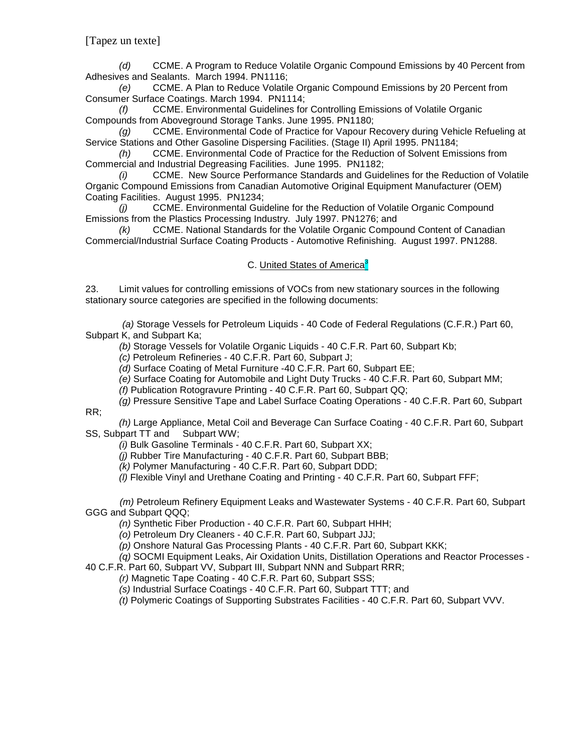*(d)* CCME. A Program to Reduce Volatile Organic Compound Emissions by 40 Percent from Adhesives and Sealants. March 1994. PN1116;

*(e)* CCME. A Plan to Reduce Volatile Organic Compound Emissions by 20 Percent from Consumer Surface Coatings. March 1994. PN1114;

*(f)* CCME. Environmental Guidelines for Controlling Emissions of Volatile Organic Compounds from Aboveground Storage Tanks. June 1995. PN1180;

*(g)* CCME. Environmental Code of Practice for Vapour Recovery during Vehicle Refueling at Service Stations and Other Gasoline Dispersing Facilities. (Stage II) April 1995. PN1184;

*(h)* CCME. Environmental Code of Practice for the Reduction of Solvent Emissions from Commercial and Industrial Degreasing Facilities. June 1995. PN1182;

*(i)* CCME. New Source Performance Standards and Guidelines for the Reduction of Volatile Organic Compound Emissions from Canadian Automotive Original Equipment Manufacturer (OEM) Coating Facilities. August 1995. PN1234;

*(j)* CCME. Environmental Guideline for the Reduction of Volatile Organic Compound Emissions from the Plastics Processing Industry. July 1997. PN1276; and

*(k)* CCME. National Standards for the Volatile Organic Compound Content of Canadian Commercial/Industrial Surface Coating Products - Automotive Refinishing. August 1997. PN1288.

### C. United States of America[3]

23. Limit values for controlling emissions of VOCs from new stationary sources in the following stationary source categories are specified in the following documents:

*(a)* Storage Vessels for Petroleum Liquids - 40 Code of Federal Regulations (C.F.R.) Part 60, Subpart K, and Subpart Ka;

*(b)* Storage Vessels for Volatile Organic Liquids - 40 C.F.R. Part 60, Subpart Kb;

*(c)* Petroleum Refineries - 40 C.F.R. Part 60, Subpart J;

*(d)* Surface Coating of Metal Furniture -40 C.F.R. Part 60, Subpart EE;

*(e)* Surface Coating for Automobile and Light Duty Trucks - 40 C.F.R. Part 60, Subpart MM;

*(f)* Publication Rotogravure Printing - 40 C.F.R. Part 60, Subpart QQ;

*(g)* Pressure Sensitive Tape and Label Surface Coating Operations - 40 C.F.R. Part 60, Subpart RR;

*(h)* Large Appliance, Metal Coil and Beverage Can Surface Coating - 40 C.F.R. Part 60, Subpart SS, Subpart TT and Subpart WW;

*(i)* Bulk Gasoline Terminals - 40 C.F.R. Part 60, Subpart XX;

*(j)* Rubber Tire Manufacturing - 40 C.F.R. Part 60, Subpart BBB;

*(k)* Polymer Manufacturing - 40 C.F.R. Part 60, Subpart DDD;

*(l)* Flexible Vinyl and Urethane Coating and Printing - 40 C.F.R. Part 60, Subpart FFF;

*(m)* Petroleum Refinery Equipment Leaks and Wastewater Systems - 40 C.F.R. Part 60, Subpart GGG and Subpart QQQ;

*(n)* Synthetic Fiber Production - 40 C.F.R. Part 60, Subpart HHH;

*(o)* Petroleum Dry Cleaners - 40 C.F.R. Part 60, Subpart JJJ;

*(p)* Onshore Natural Gas Processing Plants - 40 C.F.R. Part 60, Subpart KKK;

*(q)* SOCMI Equipment Leaks, Air Oxidation Units, Distillation Operations and Reactor Processes - 40 C.F.R. Part 60, Subpart VV, Subpart III, Subpart NNN and Subpart RRR;

*(r)* Magnetic Tape Coating - 40 C.F.R. Part 60, Subpart SSS;

*(s)* Industrial Surface Coatings - 40 C.F.R. Part 60, Subpart TTT; and

*(t)* Polymeric Coatings of Supporting Substrates Facilities - 40 C.F.R. Part 60, Subpart VVV.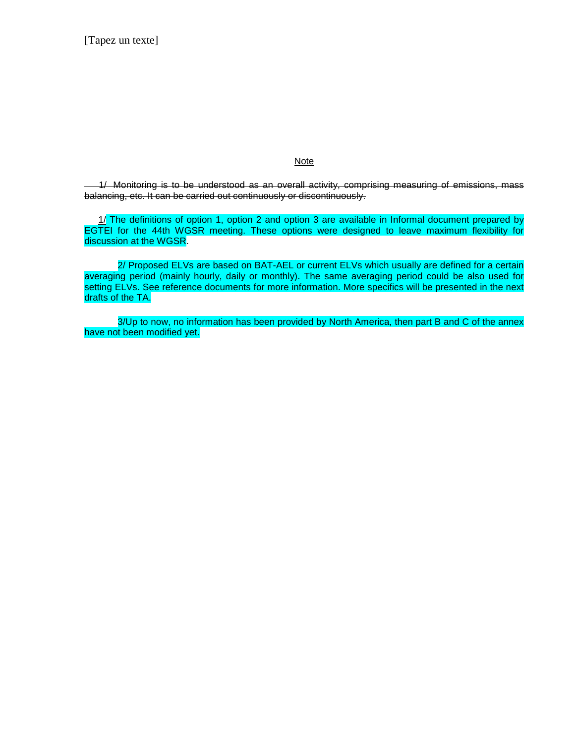Note

~~1/ Monitoring is to be understood as an overall activity, comprising measuring of emissions, mass balancing, etc. It can be carried out continuously or discontinuously.~~

1/ The definitions of option 1, option 2 and option 3 are available in Informal document prepared by EGTEI for the 44th WGSR meeting. These options were designed to leave maximum flexibility for discussion at the WGSR.

2/ Proposed ELVs are based on BAT-AEL or current ELVs which usually are defined for a certain averaging period (mainly hourly, daily or monthly). The same averaging period could be also used for setting ELVs. See reference documents for more information. More specifics will be presented in the next drafts of the TA.

3/Up to now, no information has been provided by North America, then part B and C of the annex have not been modified yet.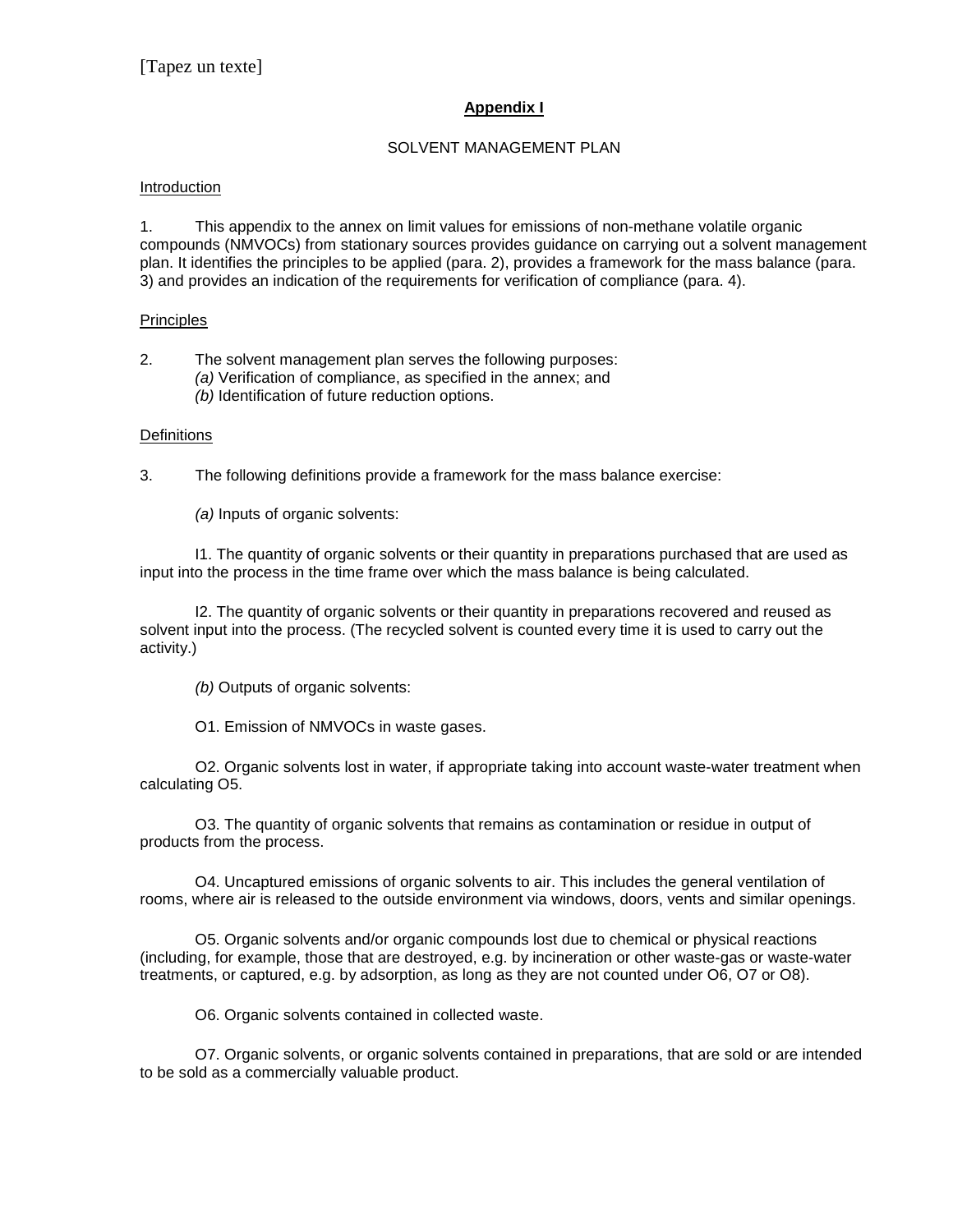## Appendix I

SOLVENT MANAGEMENT PLAN

Introduction

1. This appendix to the annex on limit values for emissions of non-methane volatile organic compounds (NMVOCs) from stationary sources provides guidance on carrying out a solvent management plan. It identifies the principles to be applied (para. 2), provides a framework for the mass balance (para. 3) and provides an indication of the requirements for verification of compliance (para. 4).

Principles

2. The solvent management plan serves the following purposes:
   *(a)* Verification of compliance, as specified in the annex; and
   *(b)* Identification of future reduction options.

Definitions

3. The following definitions provide a framework for the mass balance exercise:

   *(a)* Inputs of organic solvents:

   I1. The quantity of organic solvents or their quantity in preparations purchased that are used as input into the process in the time frame over which the mass balance is being calculated.

   I2. The quantity of organic solvents or their quantity in preparations recovered and reused as solvent input into the process. (The recycled solvent is counted every time it is used to carry out the activity.)

   *(b)* Outputs of organic solvents:

   O1. Emission of NMVOCs in waste gases.

   O2. Organic solvents lost in water, if appropriate taking into account waste-water treatment when calculating O5.

   O3. The quantity of organic solvents that remains as contamination or residue in output of products from the process.

   O4. Uncaptured emissions of organic solvents to air. This includes the general ventilation of rooms, where air is released to the outside environment via windows, doors, vents and similar openings.

   O5. Organic solvents and/or organic compounds lost due to chemical or physical reactions (including, for example, those that are destroyed, e.g. by incineration or other waste-gas or waste-water treatments, or captured, e.g. by adsorption, as long as they are not counted under O6, O7 or O8).

   O6. Organic solvents contained in collected waste.

   O7. Organic solvents, or organic solvents contained in preparations, that are sold or are intended to be sold as a commercially valuable product.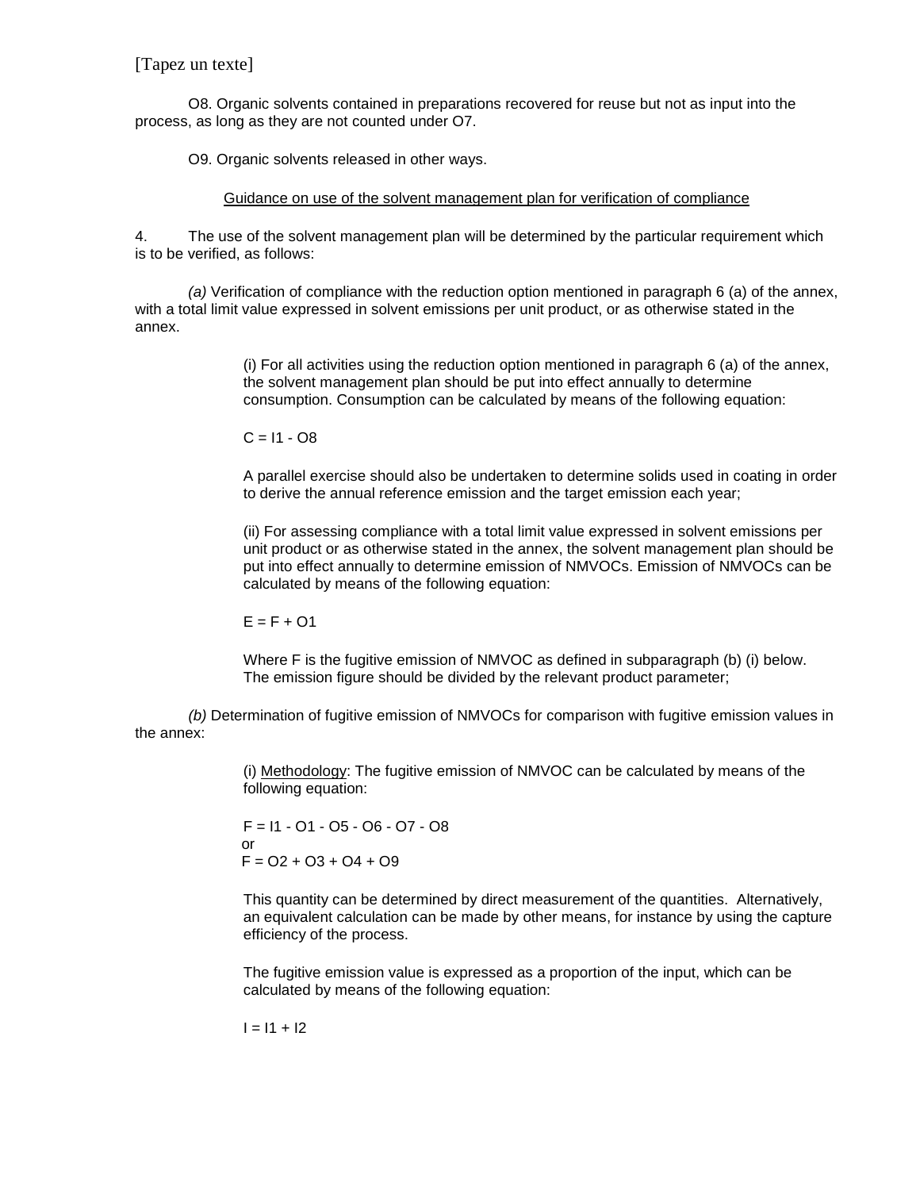O8. Organic solvents contained in preparations recovered for reuse but not as input into the process, as long as they are not counted under O7.

O9. Organic solvents released in other ways.

Guidance on use of the solvent management plan for verification of compliance

4. The use of the solvent management plan will be determined by the particular requirement which is to be verified, as follows:

*(a)* Verification of compliance with the reduction option mentioned in paragraph 6 (a) of the annex, with a total limit value expressed in solvent emissions per unit product, or as otherwise stated in the annex.

(i) For all activities using the reduction option mentioned in paragraph 6 (a) of the annex, the solvent management plan should be put into effect annually to determine consumption. Consumption can be calculated by means of the following equation:

$$C = I1 - O8$$

A parallel exercise should also be undertaken to determine solids used in coating in order to derive the annual reference emission and the target emission each year;

(ii) For assessing compliance with a total limit value expressed in solvent emissions per unit product or as otherwise stated in the annex, the solvent management plan should be put into effect annually to determine emission of NMVOCs. Emission of NMVOCs can be calculated by means of the following equation:

$$E = F + O1$$

Where F is the fugitive emission of NMVOC as defined in subparagraph (b) (i) below. The emission figure should be divided by the relevant product parameter;

*(b)* Determination of fugitive emission of NMVOCs for comparison with fugitive emission values in the annex:

(i) Methodology: The fugitive emission of NMVOC can be calculated by means of the following equation:

$$F = I1 - O1 - O5 - O6 - O7 - O8$$

or

$$F = O2 + O3 + O4 + O9$$

This quantity can be determined by direct measurement of the quantities. Alternatively, an equivalent calculation can be made by other means, for instance by using the capture efficiency of the process.

The fugitive emission value is expressed as a proportion of the input, which can be calculated by means of the following equation:

$$I = I1 + I2$$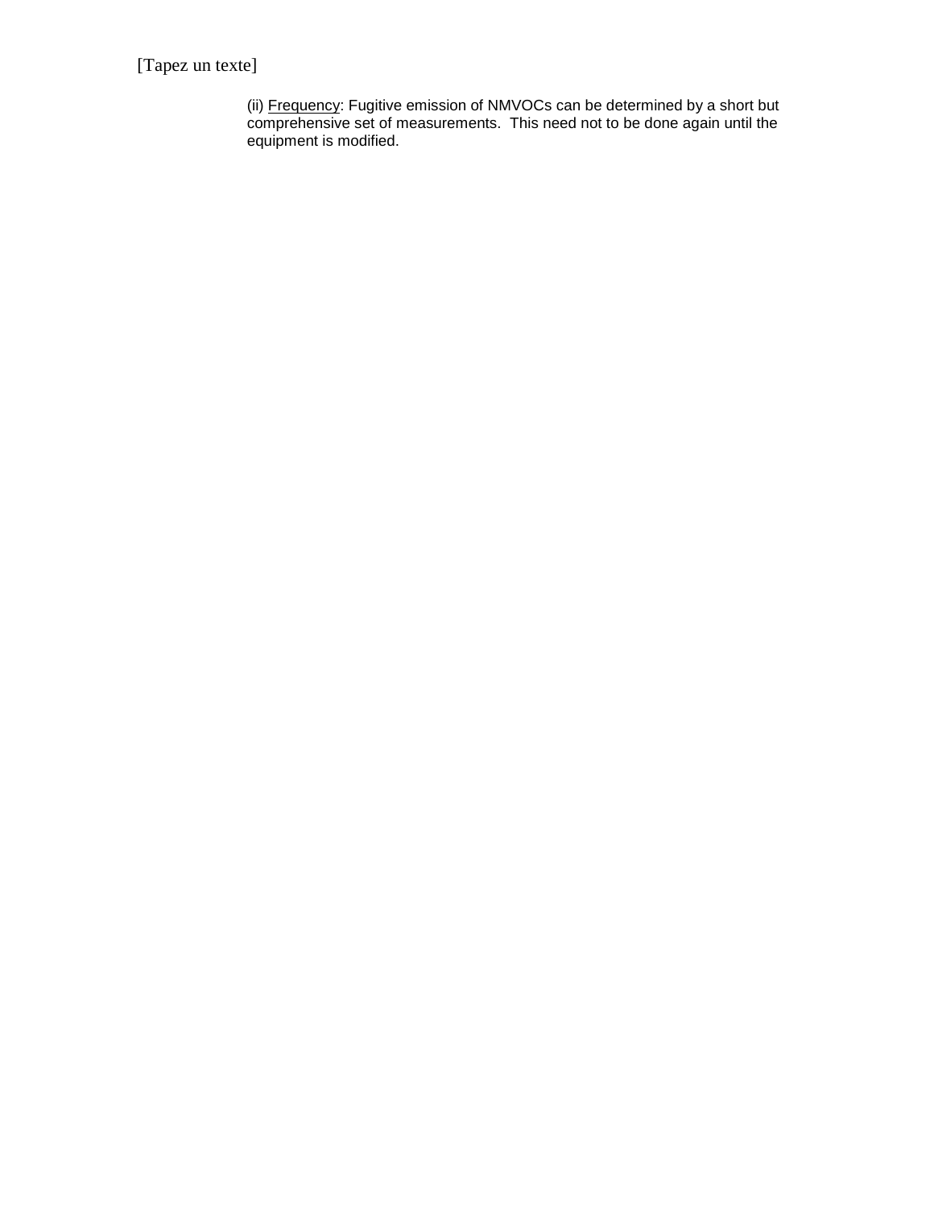(ii) Frequency: Fugitive emission of NMVOCs can be determined by a short but comprehensive set of measurements. This need not to be done again until the equipment is modified.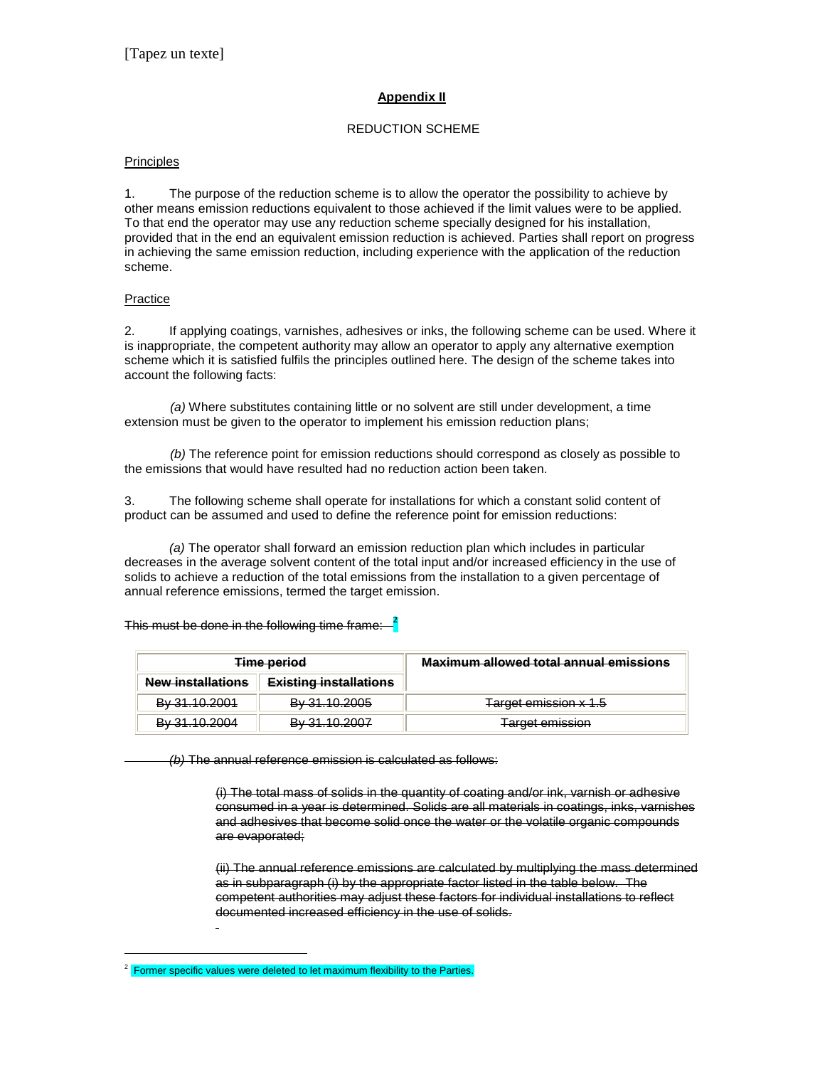[Tapez un texte]

**Appendix II**

REDUCTION SCHEME

Principles

1. The purpose of the reduction scheme is to allow the operator the possibility to achieve by other means emission reductions equivalent to those achieved if the limit values were to be applied. To that end the operator may use any reduction scheme specially designed for his installation, provided that in the end an equivalent emission reduction is achieved. Parties shall report on progress in achieving the same emission reduction, including experience with the application of the reduction scheme.

Practice

2. If applying coatings, varnishes, adhesives or inks, the following scheme can be used. Where it is inappropriate, the competent authority may allow an operator to apply any alternative exemption scheme which it is satisfied fulfils the principles outlined here. The design of the scheme takes into account the following facts:

*(a)* Where substitutes containing little or no solvent are still under development, a time extension must be given to the operator to implement his emission reduction plans;

*(b)* The reference point for emission reductions should correspond as closely as possible to the emissions that would have resulted had no reduction action been taken.

3. The following scheme shall operate for installations for which a constant solid content of product can be assumed and used to define the reference point for emission reductions:

*(a)* The operator shall forward an emission reduction plan which includes in particular decreases in the average solvent content of the total input and/or increased efficiency in the use of solids to achieve a reduction of the total emissions from the installation to a given percentage of annual reference emissions, termed the target emission.

~~This must be done in the following time frame:~~ [2]

| ~~Time period~~ | | ~~Maximum allowed total annual emissions~~ |
|---|---|---|
| ~~New installations~~ | ~~Existing installations~~ | |
| ~~By 31.10.2001~~ | ~~By 31.10.2005~~ | ~~Target emission x 1.5~~ |
| ~~By 31.10.2004~~ | ~~By 31.10.2007~~ | ~~Target emission~~ |

~~*(b)* The annual reference emission is calculated as follows:~~

~~(i) The total mass of solids in the quantity of coating and/or ink, varnish or adhesive consumed in a year is determined. Solids are all materials in coatings, inks, varnishes and adhesives that become solid once the water or the volatile organic compounds are evaporated;~~

~~(ii) The annual reference emissions are calculated by multiplying the mass determined as in subparagraph (i) by the appropriate factor listed in the table below. The competent authorities may adjust these factors for individual installations to reflect documented increased efficiency in the use of solids.~~

[2] Former specific values were deleted to let maximum flexibility to the Parties.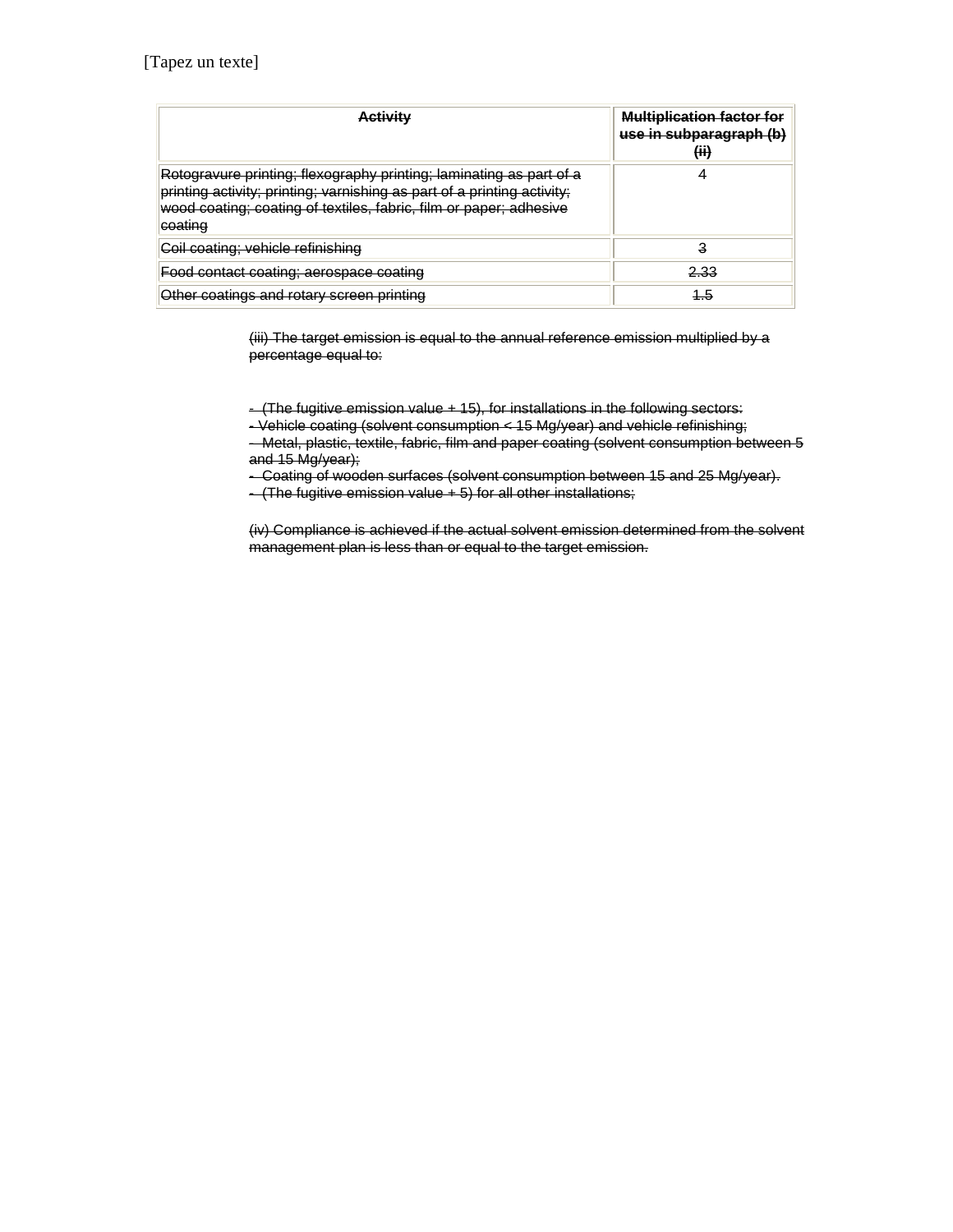| ~~**Activity**~~ | ~~**Multiplication factor for use in subparagraph (b) (ii)**~~ |
|---|---|
| ~~Rotogravure printing; flexography printing; laminating as part of a printing activity; printing; varnishing as part of a printing activity; wood coating; coating of textiles, fabric, film or paper; adhesive coating~~ | 4 |
| ~~Coil coating; vehicle refinishing~~ | ~~3~~ |
| ~~Food contact coating; aerospace coating~~ | ~~2.33~~ |
| ~~Other coatings and rotary screen printing~~ | ~~1.5~~ |

~~(iii) The target emission is equal to the annual reference emission multiplied by a percentage equal to:~~

~~- (The fugitive emission value + 15), for installations in the following sectors:~~
~~- Vehicle coating (solvent consumption < 15 Mg/year) and vehicle refinishing;~~
~~- Metal, plastic, textile, fabric, film and paper coating (solvent consumption between 5 and 15 Mg/year);~~
~~- Coating of wooden surfaces (solvent consumption between 15 and 25 Mg/year).~~
~~- (The fugitive emission value + 5) for all other installations;~~

~~(iv) Compliance is achieved if the actual solvent emission determined from the solvent management plan is less than or equal to the target emission.~~